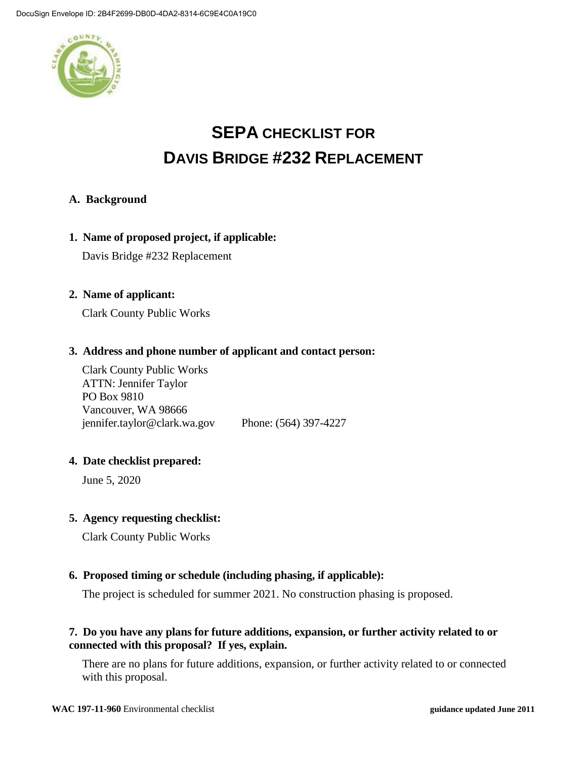# SEPA CHECKLIST FOR DAVIS BRIDGE #232 REPLACEMENT

## A. Background

**1. Name of proposed project, if applicable:**

Davis Bridge #232 Replacement

**2. Name of applicant:**

Clark County Public Works

**3. Address and phone number of applicant and contact person:**

Clark County Public Works
ATTN: Jennifer Taylor
PO Box 9810
Vancouver, WA 98666
jennifer.taylor@clark.wa.gov Phone: (564) 397-4227

**4. Date checklist prepared:**

June 5, 2020

**5. Agency requesting checklist:**

Clark County Public Works

**6. Proposed timing or schedule (including phasing, if applicable):**

The project is scheduled for summer 2021. No construction phasing is proposed.

**7. Do you have any plans for future additions, expansion, or further activity related to or connected with this proposal? If yes, explain.**

There are no plans for future additions, expansion, or further activity related to or connected with this proposal.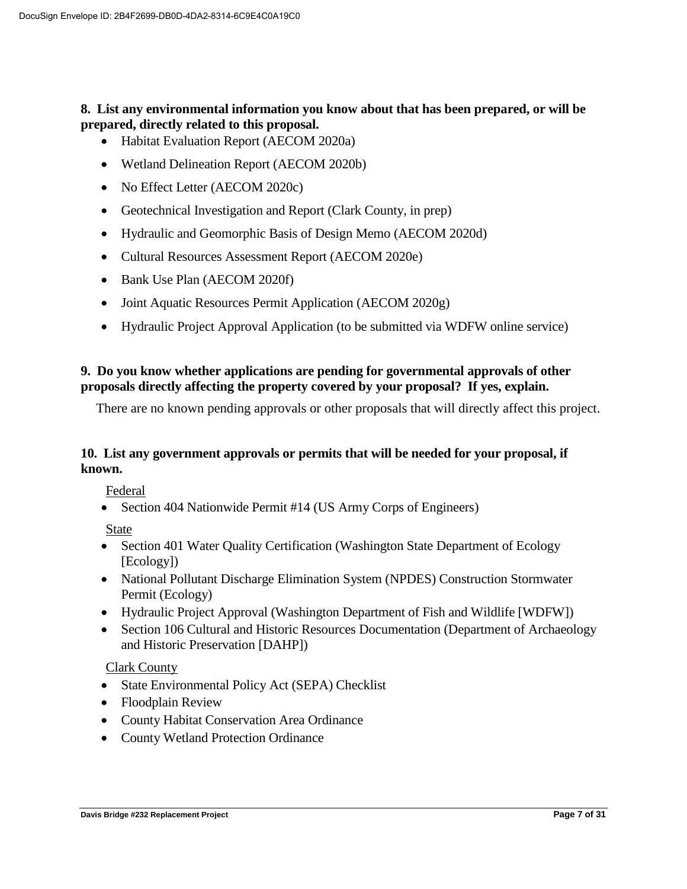**8. List any environmental information you know about that has been prepared, or will be prepared, directly related to this proposal.**

- Habitat Evaluation Report (AECOM 2020a)
- Wetland Delineation Report (AECOM 2020b)
- No Effect Letter (AECOM 2020c)
- Geotechnical Investigation and Report (Clark County, in prep)
- Hydraulic and Geomorphic Basis of Design Memo (AECOM 2020d)
- Cultural Resources Assessment Report (AECOM 2020e)
- Bank Use Plan (AECOM 2020f)
- Joint Aquatic Resources Permit Application (AECOM 2020g)
- Hydraulic Project Approval Application (to be submitted via WDFW online service)

**9. Do you know whether applications are pending for governmental approvals of other proposals directly affecting the property covered by your proposal? If yes, explain.**

There are no known pending approvals or other proposals that will directly affect this project.

**10. List any government approvals or permits that will be needed for your proposal, if known.**

<u>Federal</u>

- Section 404 Nationwide Permit #14 (US Army Corps of Engineers)

<u>State</u>

- Section 401 Water Quality Certification (Washington State Department of Ecology [Ecology])
- National Pollutant Discharge Elimination System (NPDES) Construction Stormwater Permit (Ecology)
- Hydraulic Project Approval (Washington Department of Fish and Wildlife [WDFW])
- Section 106 Cultural and Historic Resources Documentation (Department of Archaeology and Historic Preservation [DAHP])

<u>Clark County</u>

- State Environmental Policy Act (SEPA) Checklist
- Floodplain Review
- County Habitat Conservation Area Ordinance
- County Wetland Protection Ordinance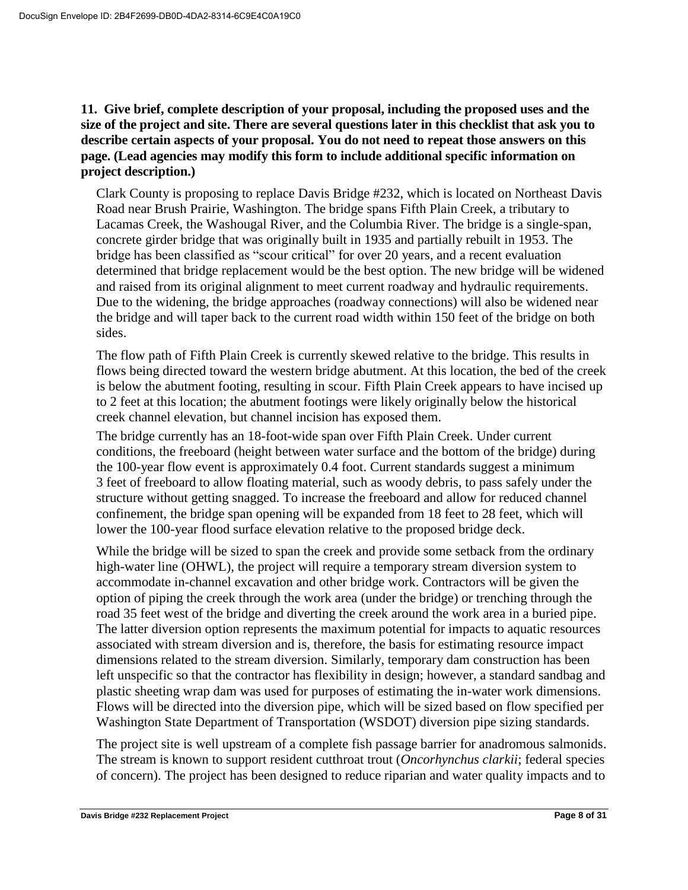**11. Give brief, complete description of your proposal, including the proposed uses and the size of the project and site. There are several questions later in this checklist that ask you to describe certain aspects of your proposal. You do not need to repeat those answers on this page. (Lead agencies may modify this form to include additional specific information on project description.)**

Clark County is proposing to replace Davis Bridge #232, which is located on Northeast Davis Road near Brush Prairie, Washington. The bridge spans Fifth Plain Creek, a tributary to Lacamas Creek, the Washougal River, and the Columbia River. The bridge is a single-span, concrete girder bridge that was originally built in 1935 and partially rebuilt in 1953. The bridge has been classified as "scour critical" for over 20 years, and a recent evaluation determined that bridge replacement would be the best option. The new bridge will be widened and raised from its original alignment to meet current roadway and hydraulic requirements. Due to the widening, the bridge approaches (roadway connections) will also be widened near the bridge and will taper back to the current road width within 150 feet of the bridge on both sides.

The flow path of Fifth Plain Creek is currently skewed relative to the bridge. This results in flows being directed toward the western bridge abutment. At this location, the bed of the creek is below the abutment footing, resulting in scour. Fifth Plain Creek appears to have incised up to 2 feet at this location; the abutment footings were likely originally below the historical creek channel elevation, but channel incision has exposed them.

The bridge currently has an 18-foot-wide span over Fifth Plain Creek. Under current conditions, the freeboard (height between water surface and the bottom of the bridge) during the 100-year flow event is approximately 0.4 foot. Current standards suggest a minimum 3 feet of freeboard to allow floating material, such as woody debris, to pass safely under the structure without getting snagged. To increase the freeboard and allow for reduced channel confinement, the bridge span opening will be expanded from 18 feet to 28 feet, which will lower the 100-year flood surface elevation relative to the proposed bridge deck.

While the bridge will be sized to span the creek and provide some setback from the ordinary high-water line (OHWL), the project will require a temporary stream diversion system to accommodate in-channel excavation and other bridge work. Contractors will be given the option of piping the creek through the work area (under the bridge) or trenching through the road 35 feet west of the bridge and diverting the creek around the work area in a buried pipe. The latter diversion option represents the maximum potential for impacts to aquatic resources associated with stream diversion and is, therefore, the basis for estimating resource impact dimensions related to the stream diversion. Similarly, temporary dam construction has been left unspecific so that the contractor has flexibility in design; however, a standard sandbag and plastic sheeting wrap dam was used for purposes of estimating the in-water work dimensions. Flows will be directed into the diversion pipe, which will be sized based on flow specified per Washington State Department of Transportation (WSDOT) diversion pipe sizing standards.

The project site is well upstream of a complete fish passage barrier for anadromous salmonids. The stream is known to support resident cutthroat trout (*Oncorhynchus clarkii*; federal species of concern). The project has been designed to reduce riparian and water quality impacts and to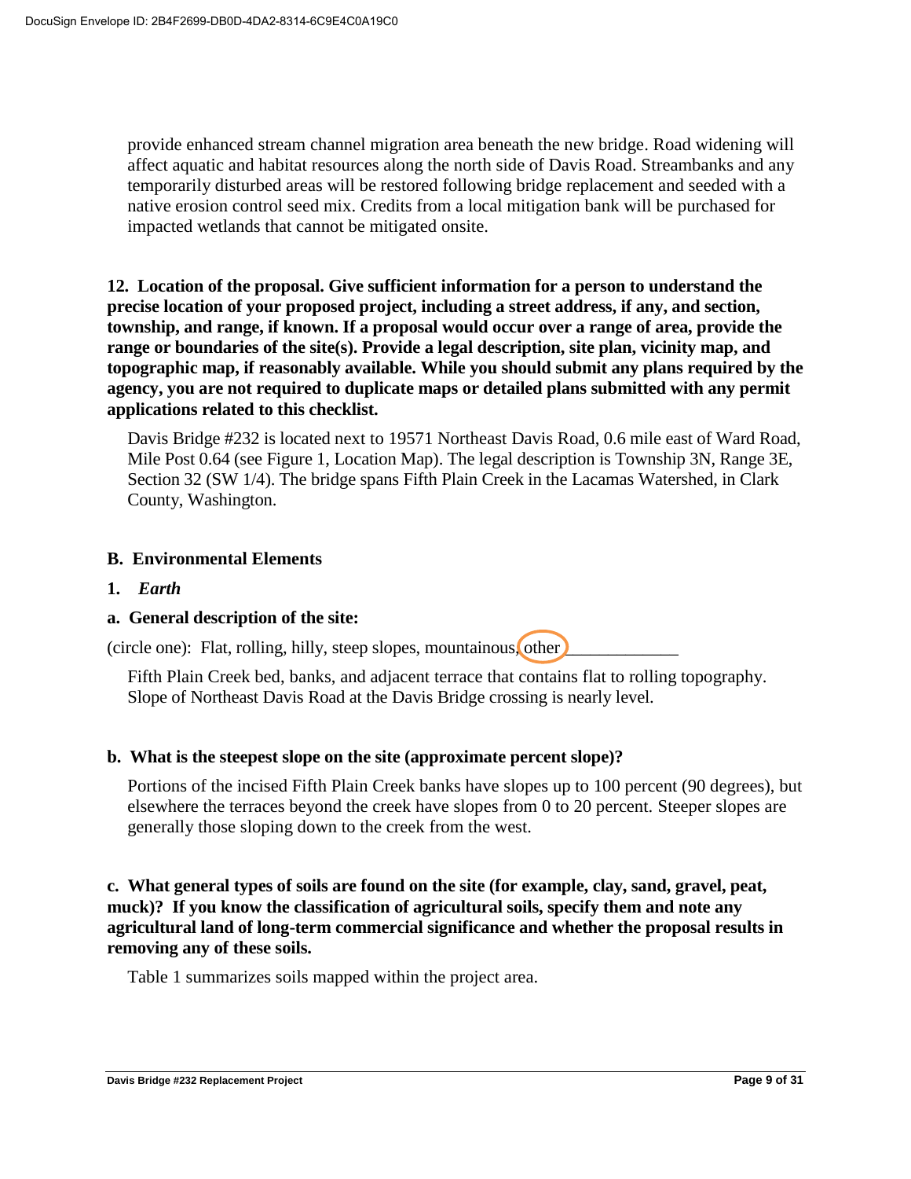provide enhanced stream channel migration area beneath the new bridge. Road widening will affect aquatic and habitat resources along the north side of Davis Road. Streambanks and any temporarily disturbed areas will be restored following bridge replacement and seeded with a native erosion control seed mix. Credits from a local mitigation bank will be purchased for impacted wetlands that cannot be mitigated onsite.

**12. Location of the proposal. Give sufficient information for a person to understand the precise location of your proposed project, including a street address, if any, and section, township, and range, if known. If a proposal would occur over a range of area, provide the range or boundaries of the site(s). Provide a legal description, site plan, vicinity map, and topographic map, if reasonably available. While you should submit any plans required by the agency, you are not required to duplicate maps or detailed plans submitted with any permit applications related to this checklist.**

Davis Bridge #232 is located next to 19571 Northeast Davis Road, 0.6 mile east of Ward Road, Mile Post 0.64 (see Figure 1, Location Map). The legal description is Township 3N, Range 3E, Section 32 (SW 1/4). The bridge spans Fifth Plain Creek in the Lacamas Watershed, in Clark County, Washington.

## B. Environmental Elements

### 1. *Earth*

**a. General description of the site:**

(circle one): Flat, rolling, hilly, steep slopes, mountainous, other (circled) ____________

Fifth Plain Creek bed, banks, and adjacent terrace that contains flat to rolling topography. Slope of Northeast Davis Road at the Davis Bridge crossing is nearly level.

**b. What is the steepest slope on the site (approximate percent slope)?**

Portions of the incised Fifth Plain Creek banks have slopes up to 100 percent (90 degrees), but elsewhere the terraces beyond the creek have slopes from 0 to 20 percent. Steeper slopes are generally those sloping down to the creek from the west.

**c. What general types of soils are found on the site (for example, clay, sand, gravel, peat, muck)? If you know the classification of agricultural soils, specify them and note any agricultural land of long-term commercial significance and whether the proposal results in removing any of these soils.**

Table 1 summarizes soils mapped within the project area.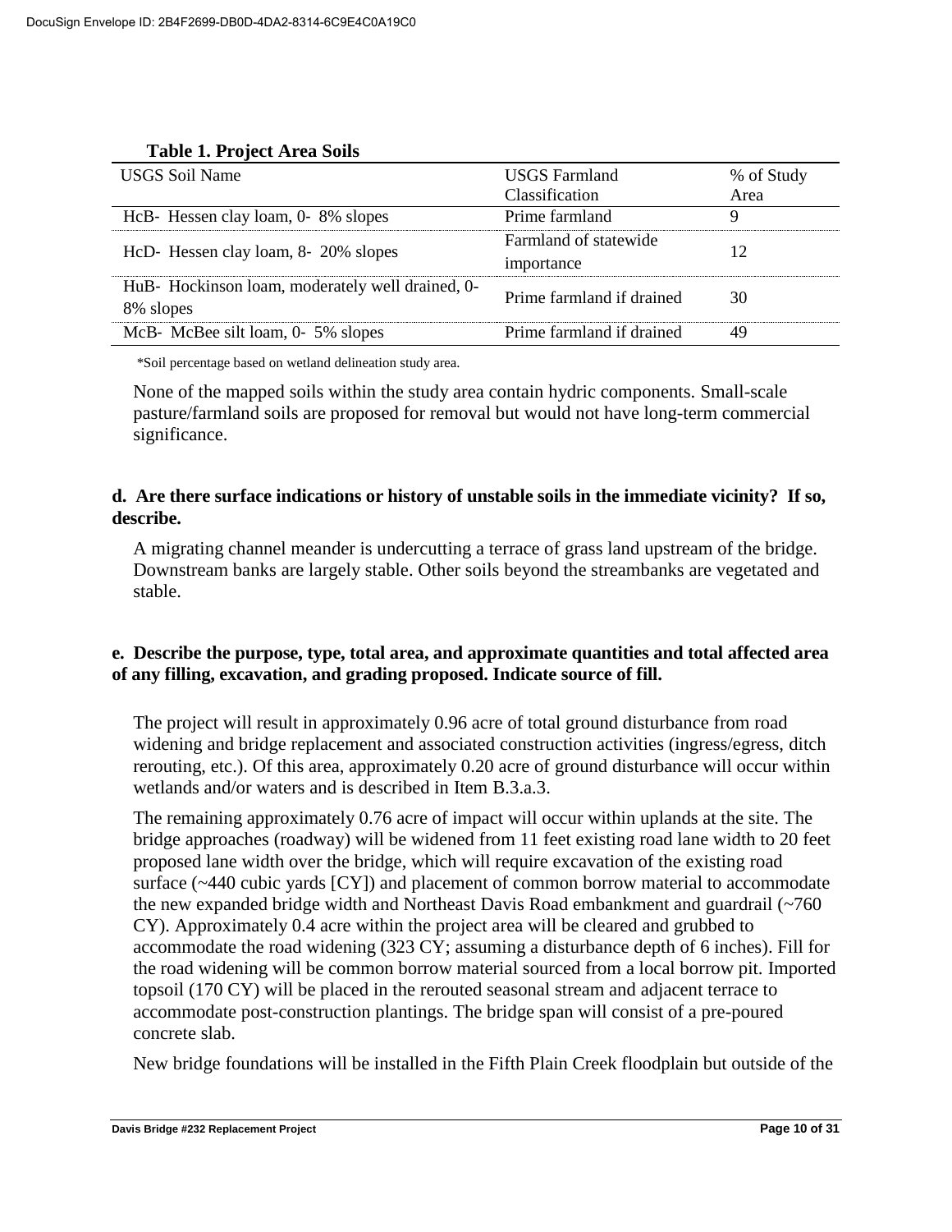**Table 1. Project Area Soils**

| USGS Soil Name | USGS Farmland Classification | % of Study Area |
|---|---|---|
| HcB- Hessen clay loam, 0- 8% slopes | Prime farmland | 9 |
| HcD- Hessen clay loam, 8- 20% slopes | Farmland of statewide importance | 12 |
| HuB- Hockinson loam, moderately well drained, 0-8% slopes | Prime farmland if drained | 30 |
| McB- McBee silt loam, 0- 5% slopes | Prime farmland if drained | 49 |

*Soil percentage based on wetland delineation study area.

None of the mapped soils within the study area contain hydric components. Small-scale pasture/farmland soils are proposed for removal but would not have long-term commercial significance.

**d. Are there surface indications or history of unstable soils in the immediate vicinity? If so, describe.**

A migrating channel meander is undercutting a terrace of grass land upstream of the bridge. Downstream banks are largely stable. Other soils beyond the streambanks are vegetated and stable.

**e. Describe the purpose, type, total area, and approximate quantities and total affected area of any filling, excavation, and grading proposed. Indicate source of fill.**

The project will result in approximately 0.96 acre of total ground disturbance from road widening and bridge replacement and associated construction activities (ingress/egress, ditch rerouting, etc.). Of this area, approximately 0.20 acre of ground disturbance will occur within wetlands and/or waters and is described in Item B.3.a.3.

The remaining approximately 0.76 acre of impact will occur within uplands at the site. The bridge approaches (roadway) will be widened from 11 feet existing road lane width to 20 feet proposed lane width over the bridge, which will require excavation of the existing road surface (~440 cubic yards [CY]) and placement of common borrow material to accommodate the new expanded bridge width and Northeast Davis Road embankment and guardrail (~760 CY). Approximately 0.4 acre within the project area will be cleared and grubbed to accommodate the road widening (323 CY; assuming a disturbance depth of 6 inches). Fill for the road widening will be common borrow material sourced from a local borrow pit. Imported topsoil (170 CY) will be placed in the rerouted seasonal stream and adjacent terrace to accommodate post-construction plantings. The bridge span will consist of a pre-poured concrete slab.

New bridge foundations will be installed in the Fifth Plain Creek floodplain but outside of the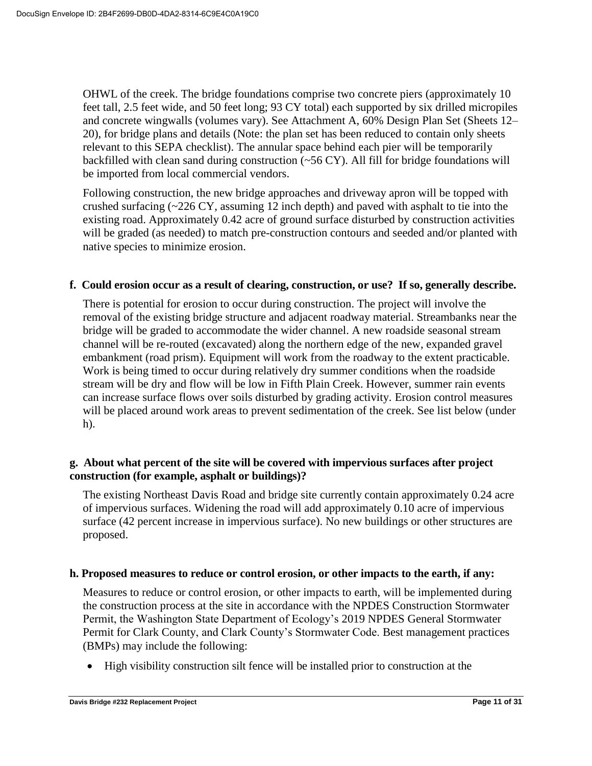OHWL of the creek. The bridge foundations comprise two concrete piers (approximately 10 feet tall, 2.5 feet wide, and 50 feet long; 93 CY total) each supported by six drilled micropiles and concrete wingwalls (volumes vary). See Attachment A, 60% Design Plan Set (Sheets 12–20), for bridge plans and details (Note: the plan set has been reduced to contain only sheets relevant to this SEPA checklist). The annular space behind each pier will be temporarily backfilled with clean sand during construction (~56 CY). All fill for bridge foundations will be imported from local commercial vendors.

Following construction, the new bridge approaches and driveway apron will be topped with crushed surfacing (~226 CY, assuming 12 inch depth) and paved with asphalt to tie into the existing road. Approximately 0.42 acre of ground surface disturbed by construction activities will be graded (as needed) to match pre-construction contours and seeded and/or planted with native species to minimize erosion.

**f. Could erosion occur as a result of clearing, construction, or use? If so, generally describe.**

There is potential for erosion to occur during construction. The project will involve the removal of the existing bridge structure and adjacent roadway material. Streambanks near the bridge will be graded to accommodate the wider channel. A new roadside seasonal stream channel will be re-routed (excavated) along the northern edge of the new, expanded gravel embankment (road prism). Equipment will work from the roadway to the extent practicable. Work is being timed to occur during relatively dry summer conditions when the roadside stream will be dry and flow will be low in Fifth Plain Creek. However, summer rain events can increase surface flows over soils disturbed by grading activity. Erosion control measures will be placed around work areas to prevent sedimentation of the creek. See list below (under h).

**g. About what percent of the site will be covered with impervious surfaces after project construction (for example, asphalt or buildings)?**

The existing Northeast Davis Road and bridge site currently contain approximately 0.24 acre of impervious surfaces. Widening the road will add approximately 0.10 acre of impervious surface (42 percent increase in impervious surface). No new buildings or other structures are proposed.

**h. Proposed measures to reduce or control erosion, or other impacts to the earth, if any:**

Measures to reduce or control erosion, or other impacts to earth, will be implemented during the construction process at the site in accordance with the NPDES Construction Stormwater Permit, the Washington State Department of Ecology's 2019 NPDES General Stormwater Permit for Clark County, and Clark County's Stormwater Code. Best management practices (BMPs) may include the following:

- High visibility construction silt fence will be installed prior to construction at the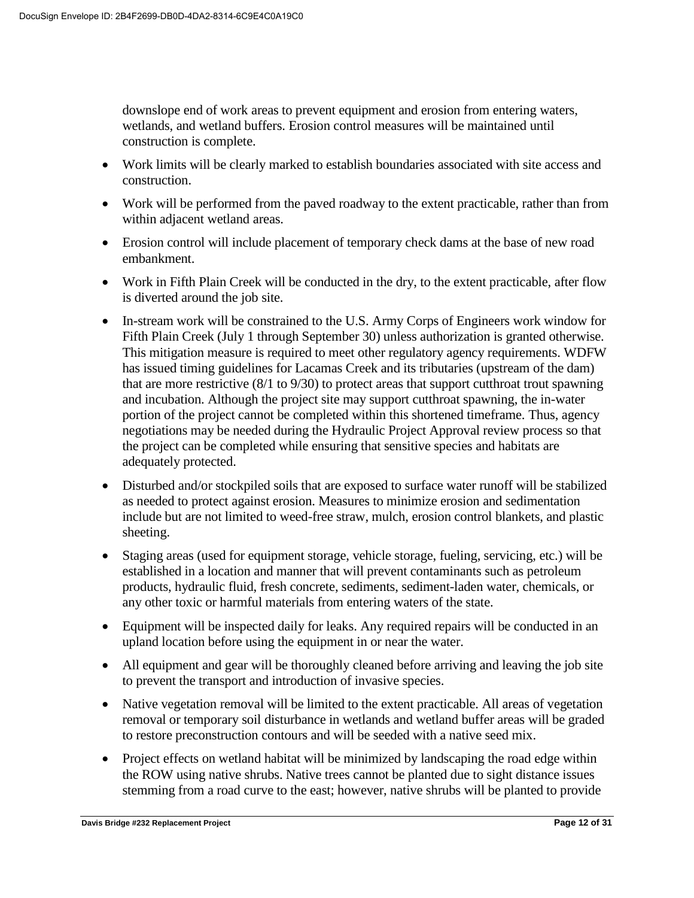downslope end of work areas to prevent equipment and erosion from entering waters, wetlands, and wetland buffers. Erosion control measures will be maintained until construction is complete.

- Work limits will be clearly marked to establish boundaries associated with site access and construction.
- Work will be performed from the paved roadway to the extent practicable, rather than from within adjacent wetland areas.
- Erosion control will include placement of temporary check dams at the base of new road embankment.
- Work in Fifth Plain Creek will be conducted in the dry, to the extent practicable, after flow is diverted around the job site.
- In-stream work will be constrained to the U.S. Army Corps of Engineers work window for Fifth Plain Creek (July 1 through September 30) unless authorization is granted otherwise. This mitigation measure is required to meet other regulatory agency requirements. WDFW has issued timing guidelines for Lacamas Creek and its tributaries (upstream of the dam) that are more restrictive (8/1 to 9/30) to protect areas that support cutthroat trout spawning and incubation. Although the project site may support cutthroat spawning, the in-water portion of the project cannot be completed within this shortened timeframe. Thus, agency negotiations may be needed during the Hydraulic Project Approval review process so that the project can be completed while ensuring that sensitive species and habitats are adequately protected.
- Disturbed and/or stockpiled soils that are exposed to surface water runoff will be stabilized as needed to protect against erosion. Measures to minimize erosion and sedimentation include but are not limited to weed-free straw, mulch, erosion control blankets, and plastic sheeting.
- Staging areas (used for equipment storage, vehicle storage, fueling, servicing, etc.) will be established in a location and manner that will prevent contaminants such as petroleum products, hydraulic fluid, fresh concrete, sediments, sediment-laden water, chemicals, or any other toxic or harmful materials from entering waters of the state.
- Equipment will be inspected daily for leaks. Any required repairs will be conducted in an upland location before using the equipment in or near the water.
- All equipment and gear will be thoroughly cleaned before arriving and leaving the job site to prevent the transport and introduction of invasive species.
- Native vegetation removal will be limited to the extent practicable. All areas of vegetation removal or temporary soil disturbance in wetlands and wetland buffer areas will be graded to restore preconstruction contours and will be seeded with a native seed mix.
- Project effects on wetland habitat will be minimized by landscaping the road edge within the ROW using native shrubs. Native trees cannot be planted due to sight distance issues stemming from a road curve to the east; however, native shrubs will be planted to provide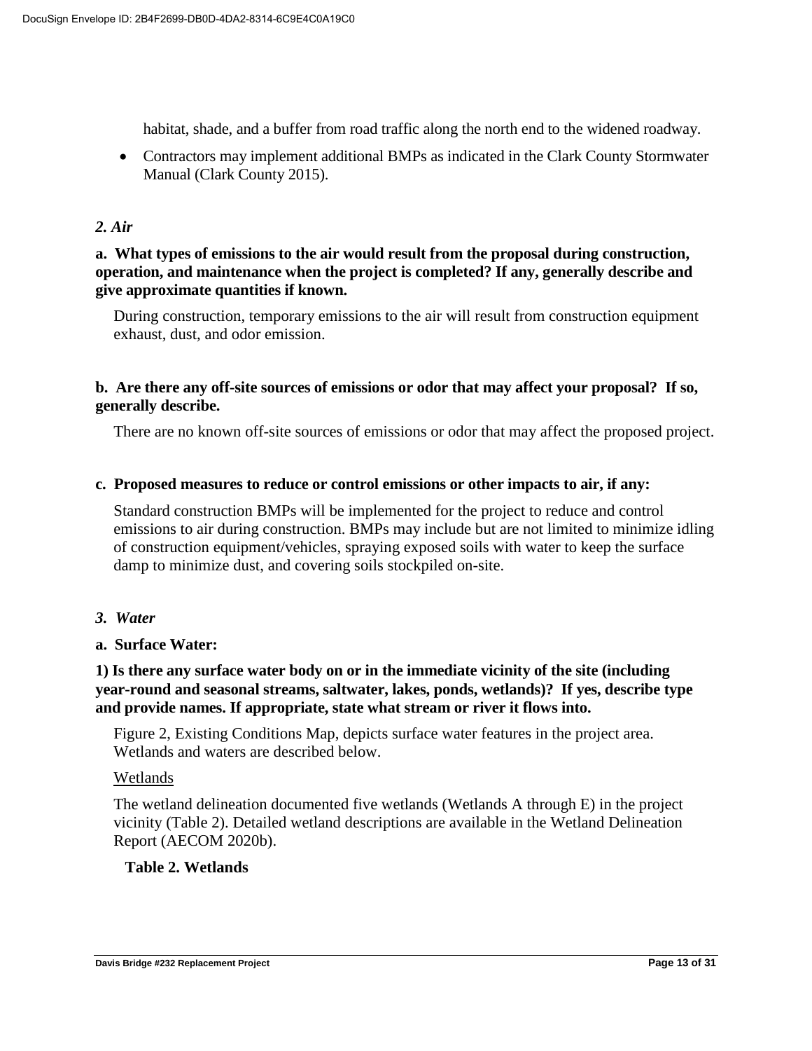habitat, shade, and a buffer from road traffic along the north end to the widened roadway.

- Contractors may implement additional BMPs as indicated in the Clark County Stormwater Manual (Clark County 2015).

### *2. Air*

**a. What types of emissions to the air would result from the proposal during construction, operation, and maintenance when the project is completed? If any, generally describe and give approximate quantities if known.**

During construction, temporary emissions to the air will result from construction equipment exhaust, dust, and odor emission.

**b. Are there any off-site sources of emissions or odor that may affect your proposal? If so, generally describe.**

There are no known off-site sources of emissions or odor that may affect the proposed project.

**c. Proposed measures to reduce or control emissions or other impacts to air, if any:**

Standard construction BMPs will be implemented for the project to reduce and control emissions to air during construction. BMPs may include but are not limited to minimize idling of construction equipment/vehicles, spraying exposed soils with water to keep the surface damp to minimize dust, and covering soils stockpiled on-site.

### *3. Water*

**a. Surface Water:**

**1) Is there any surface water body on or in the immediate vicinity of the site (including year-round and seasonal streams, saltwater, lakes, ponds, wetlands)? If yes, describe type and provide names. If appropriate, state what stream or river it flows into.**

Figure 2, Existing Conditions Map, depicts surface water features in the project area. Wetlands and waters are described below.

Wetlands

The wetland delineation documented five wetlands (Wetlands A through E) in the project vicinity (Table 2). Detailed wetland descriptions are available in the Wetland Delineation Report (AECOM 2020b).

**Table 2. Wetlands**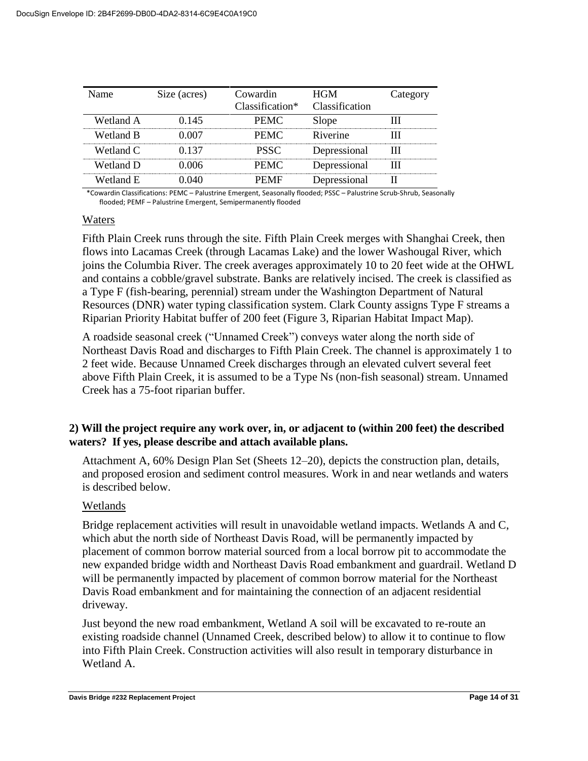| Name | Size (acres) | Cowardin Classification* | HGM Classification | Category |
|---|---|---|---|---|
| Wetland A | 0.145 | PEMC | Slope | III |
| Wetland B | 0.007 | PEMC | Riverine | III |
| Wetland C | 0.137 | PSSC | Depressional | III |
| Wetland D | 0.006 | PEMC | Depressional | III |
| Wetland E | 0.040 | PEMF | Depressional | II |

*Cowardin Classifications: PEMC – Palustrine Emergent, Seasonally flooded; PSSC – Palustrine Scrub-Shrub, Seasonally flooded; PEMF – Palustrine Emergent, Semipermanently flooded

Waters

Fifth Plain Creek runs through the site. Fifth Plain Creek merges with Shanghai Creek, then flows into Lacamas Creek (through Lacamas Lake) and the lower Washougal River, which joins the Columbia River. The creek averages approximately 10 to 20 feet wide at the OHWL and contains a cobble/gravel substrate. Banks are relatively incised. The creek is classified as a Type F (fish-bearing, perennial) stream under the Washington Department of Natural Resources (DNR) water typing classification system. Clark County assigns Type F streams a Riparian Priority Habitat buffer of 200 feet (Figure 3, Riparian Habitat Impact Map).

A roadside seasonal creek ("Unnamed Creek") conveys water along the north side of Northeast Davis Road and discharges to Fifth Plain Creek. The channel is approximately 1 to 2 feet wide. Because Unnamed Creek discharges through an elevated culvert several feet above Fifth Plain Creek, it is assumed to be a Type Ns (non-fish seasonal) stream. Unnamed Creek has a 75-foot riparian buffer.

**2) Will the project require any work over, in, or adjacent to (within 200 feet) the described waters? If yes, please describe and attach available plans.**

Attachment A, 60% Design Plan Set (Sheets 12–20), depicts the construction plan, details, and proposed erosion and sediment control measures. Work in and near wetlands and waters is described below.

Wetlands

Bridge replacement activities will result in unavoidable wetland impacts. Wetlands A and C, which abut the north side of Northeast Davis Road, will be permanently impacted by placement of common borrow material sourced from a local borrow pit to accommodate the new expanded bridge width and Northeast Davis Road embankment and guardrail. Wetland D will be permanently impacted by placement of common borrow material for the Northeast Davis Road embankment and for maintaining the connection of an adjacent residential driveway.

Just beyond the new road embankment, Wetland A soil will be excavated to re-route an existing roadside channel (Unnamed Creek, described below) to allow it to continue to flow into Fifth Plain Creek. Construction activities will also result in temporary disturbance in Wetland A.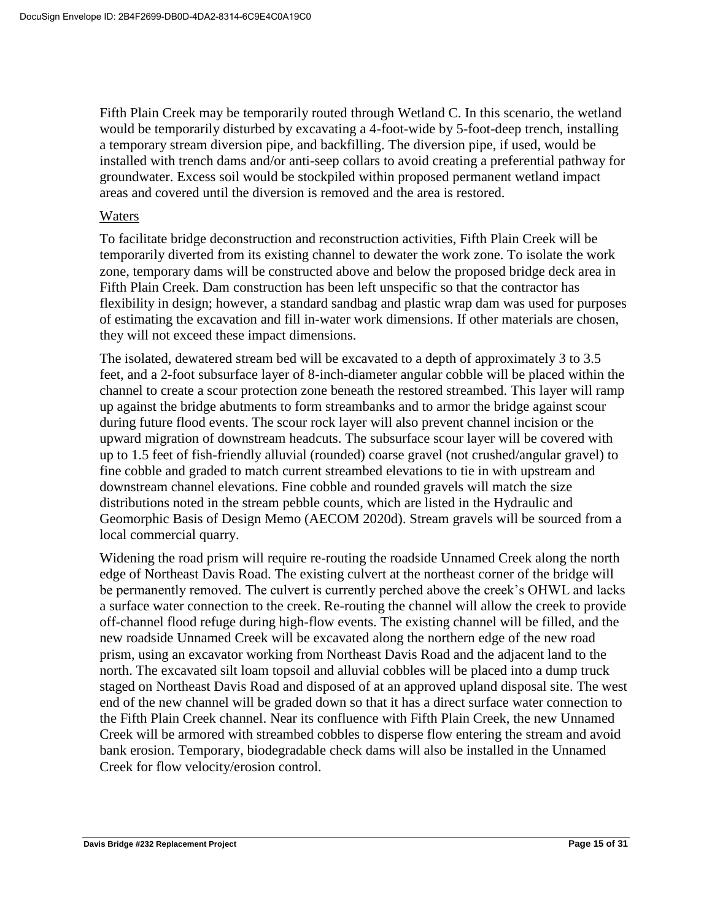Fifth Plain Creek may be temporarily routed through Wetland C. In this scenario, the wetland would be temporarily disturbed by excavating a 4-foot-wide by 5-foot-deep trench, installing a temporary stream diversion pipe, and backfilling. The diversion pipe, if used, would be installed with trench dams and/or anti-seep collars to avoid creating a preferential pathway for groundwater. Excess soil would be stockpiled within proposed permanent wetland impact areas and covered until the diversion is removed and the area is restored.

Waters

To facilitate bridge deconstruction and reconstruction activities, Fifth Plain Creek will be temporarily diverted from its existing channel to dewater the work zone. To isolate the work zone, temporary dams will be constructed above and below the proposed bridge deck area in Fifth Plain Creek. Dam construction has been left unspecific so that the contractor has flexibility in design; however, a standard sandbag and plastic wrap dam was used for purposes of estimating the excavation and fill in-water work dimensions. If other materials are chosen, they will not exceed these impact dimensions.

The isolated, dewatered stream bed will be excavated to a depth of approximately 3 to 3.5 feet, and a 2-foot subsurface layer of 8-inch-diameter angular cobble will be placed within the channel to create a scour protection zone beneath the restored streambed. This layer will ramp up against the bridge abutments to form streambanks and to armor the bridge against scour during future flood events. The scour rock layer will also prevent channel incision or the upward migration of downstream headcuts. The subsurface scour layer will be covered with up to 1.5 feet of fish-friendly alluvial (rounded) coarse gravel (not crushed/angular gravel) to fine cobble and graded to match current streambed elevations to tie in with upstream and downstream channel elevations. Fine cobble and rounded gravels will match the size distributions noted in the stream pebble counts, which are listed in the Hydraulic and Geomorphic Basis of Design Memo (AECOM 2020d). Stream gravels will be sourced from a local commercial quarry.

Widening the road prism will require re-routing the roadside Unnamed Creek along the north edge of Northeast Davis Road. The existing culvert at the northeast corner of the bridge will be permanently removed. The culvert is currently perched above the creek's OHWL and lacks a surface water connection to the creek. Re-routing the channel will allow the creek to provide off-channel flood refuge during high-flow events. The existing channel will be filled, and the new roadside Unnamed Creek will be excavated along the northern edge of the new road prism, using an excavator working from Northeast Davis Road and the adjacent land to the north. The excavated silt loam topsoil and alluvial cobbles will be placed into a dump truck staged on Northeast Davis Road and disposed of at an approved upland disposal site. The west end of the new channel will be graded down so that it has a direct surface water connection to the Fifth Plain Creek channel. Near its confluence with Fifth Plain Creek, the new Unnamed Creek will be armored with streambed cobbles to disperse flow entering the stream and avoid bank erosion. Temporary, biodegradable check dams will also be installed in the Unnamed Creek for flow velocity/erosion control.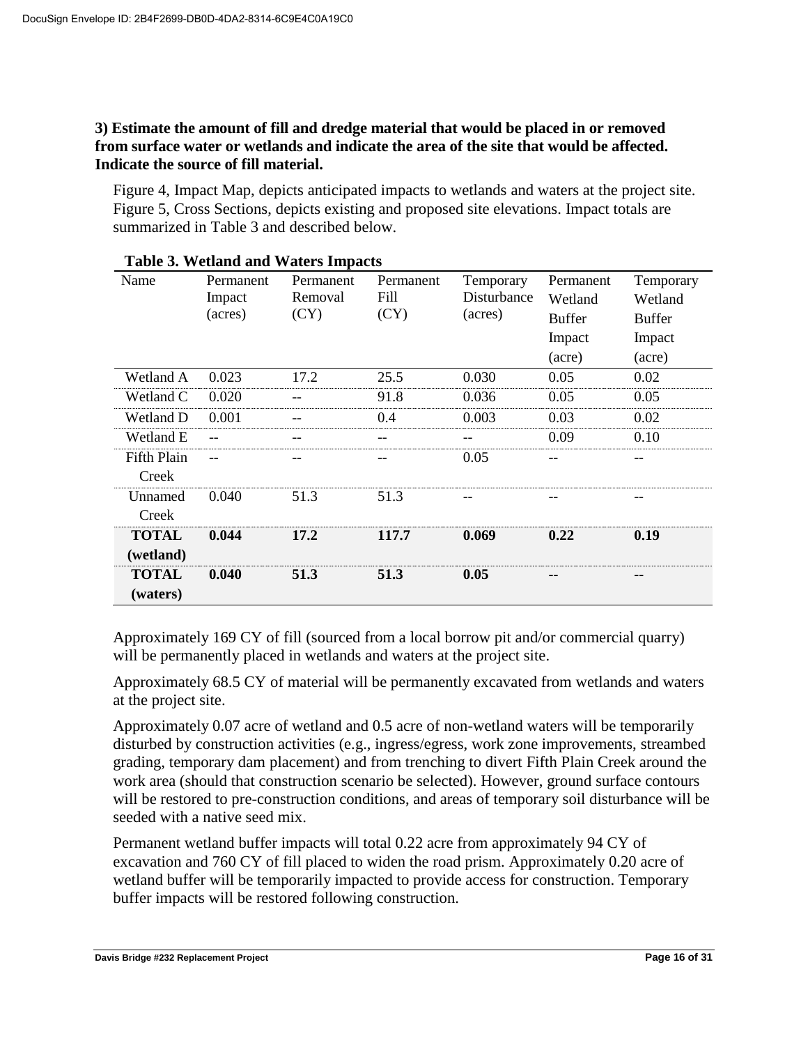**3) Estimate the amount of fill and dredge material that would be placed in or removed from surface water or wetlands and indicate the area of the site that would be affected. Indicate the source of fill material.**

Figure 4, Impact Map, depicts anticipated impacts to wetlands and waters at the project site. Figure 5, Cross Sections, depicts existing and proposed site elevations. Impact totals are summarized in Table 3 and described below.

**Table 3. Wetland and Waters Impacts**

| Name | Permanent Impact (acres) | Permanent Removal (CY) | Permanent Fill (CY) | Temporary Disturbance (acres) | Permanent Wetland Buffer Impact (acre) | Temporary Wetland Buffer Impact (acre) |
|---|---|---|---|---|---|---|
| Wetland A | 0.023 | 17.2 | 25.5 | 0.030 | 0.05 | 0.02 |
| Wetland C | 0.020 | -- | 91.8 | 0.036 | 0.05 | 0.05 |
| Wetland D | 0.001 | -- | 0.4 | 0.003 | 0.03 | 0.02 |
| Wetland E | -- | -- | -- | -- | 0.09 | 0.10 |
| Fifth Plain Creek | -- | -- | -- | 0.05 | -- | -- |
| Unnamed Creek | 0.040 | 51.3 | 51.3 | -- | -- | -- |
| **TOTAL (wetland)** | **0.044** | **17.2** | **117.7** | **0.069** | **0.22** | **0.19** |
| **TOTAL (waters)** | **0.040** | **51.3** | **51.3** | **0.05** | **--** | **--** |

Approximately 169 CY of fill (sourced from a local borrow pit and/or commercial quarry) will be permanently placed in wetlands and waters at the project site.

Approximately 68.5 CY of material will be permanently excavated from wetlands and waters at the project site.

Approximately 0.07 acre of wetland and 0.5 acre of non-wetland waters will be temporarily disturbed by construction activities (e.g., ingress/egress, work zone improvements, streambed grading, temporary dam placement) and from trenching to divert Fifth Plain Creek around the work area (should that construction scenario be selected). However, ground surface contours will be restored to pre-construction conditions, and areas of temporary soil disturbance will be seeded with a native seed mix.

Permanent wetland buffer impacts will total 0.22 acre from approximately 94 CY of excavation and 760 CY of fill placed to widen the road prism. Approximately 0.20 acre of wetland buffer will be temporarily impacted to provide access for construction. Temporary buffer impacts will be restored following construction.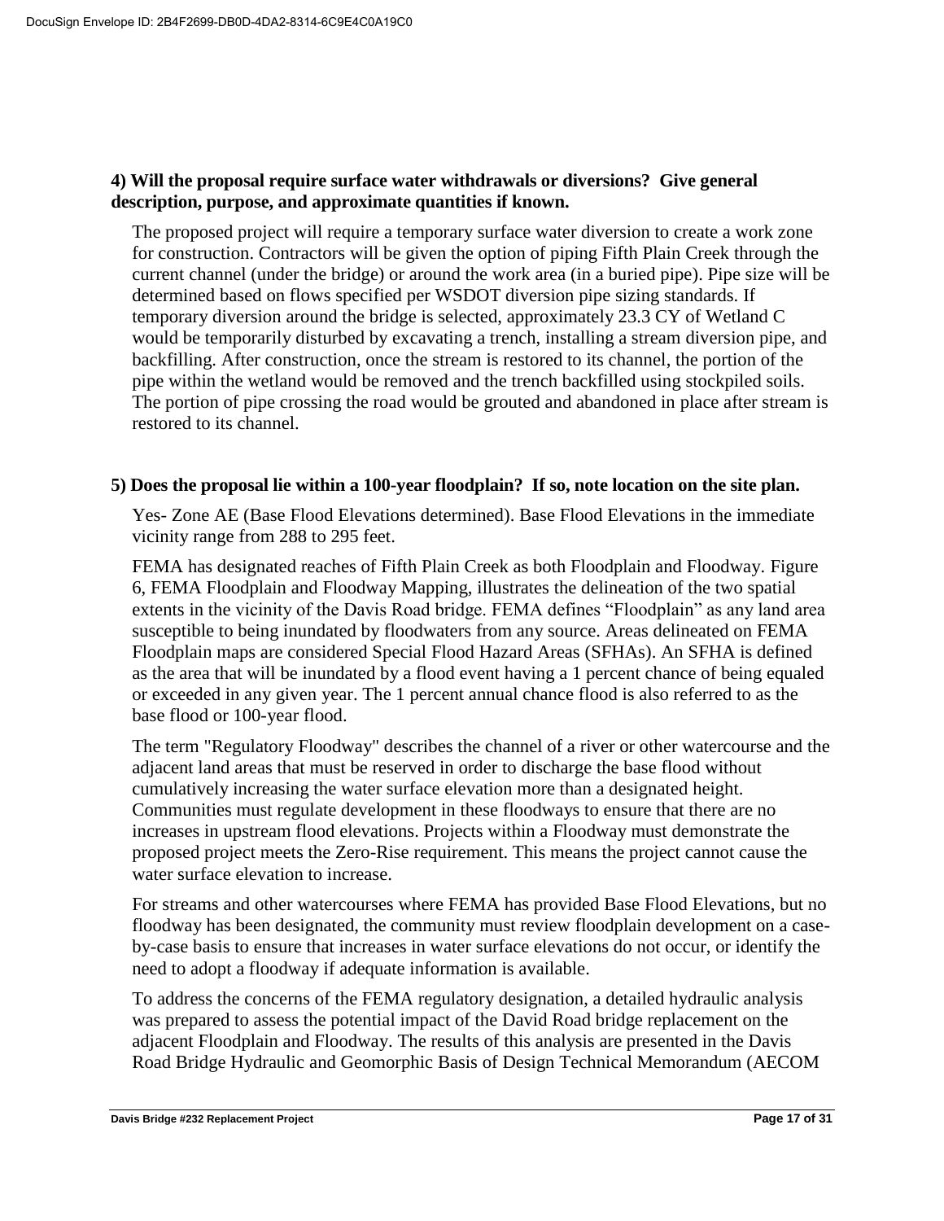**4) Will the proposal require surface water withdrawals or diversions? Give general description, purpose, and approximate quantities if known.**

The proposed project will require a temporary surface water diversion to create a work zone for construction. Contractors will be given the option of piping Fifth Plain Creek through the current channel (under the bridge) or around the work area (in a buried pipe). Pipe size will be determined based on flows specified per WSDOT diversion pipe sizing standards. If temporary diversion around the bridge is selected, approximately 23.3 CY of Wetland C would be temporarily disturbed by excavating a trench, installing a stream diversion pipe, and backfilling. After construction, once the stream is restored to its channel, the portion of the pipe within the wetland would be removed and the trench backfilled using stockpiled soils. The portion of pipe crossing the road would be grouted and abandoned in place after stream is restored to its channel.

**5) Does the proposal lie within a 100-year floodplain? If so, note location on the site plan.**

Yes- Zone AE (Base Flood Elevations determined). Base Flood Elevations in the immediate vicinity range from 288 to 295 feet.

FEMA has designated reaches of Fifth Plain Creek as both Floodplain and Floodway. Figure 6, FEMA Floodplain and Floodway Mapping, illustrates the delineation of the two spatial extents in the vicinity of the Davis Road bridge. FEMA defines "Floodplain" as any land area susceptible to being inundated by floodwaters from any source. Areas delineated on FEMA Floodplain maps are considered Special Flood Hazard Areas (SFHAs). An SFHA is defined as the area that will be inundated by a flood event having a 1 percent chance of being equaled or exceeded in any given year. The 1 percent annual chance flood is also referred to as the base flood or 100-year flood.

The term "Regulatory Floodway" describes the channel of a river or other watercourse and the adjacent land areas that must be reserved in order to discharge the base flood without cumulatively increasing the water surface elevation more than a designated height. Communities must regulate development in these floodways to ensure that there are no increases in upstream flood elevations. Projects within a Floodway must demonstrate the proposed project meets the Zero-Rise requirement. This means the project cannot cause the water surface elevation to increase.

For streams and other watercourses where FEMA has provided Base Flood Elevations, but no floodway has been designated, the community must review floodplain development on a case-by-case basis to ensure that increases in water surface elevations do not occur, or identify the need to adopt a floodway if adequate information is available.

To address the concerns of the FEMA regulatory designation, a detailed hydraulic analysis was prepared to assess the potential impact of the David Road bridge replacement on the adjacent Floodplain and Floodway. The results of this analysis are presented in the Davis Road Bridge Hydraulic and Geomorphic Basis of Design Technical Memorandum (AECOM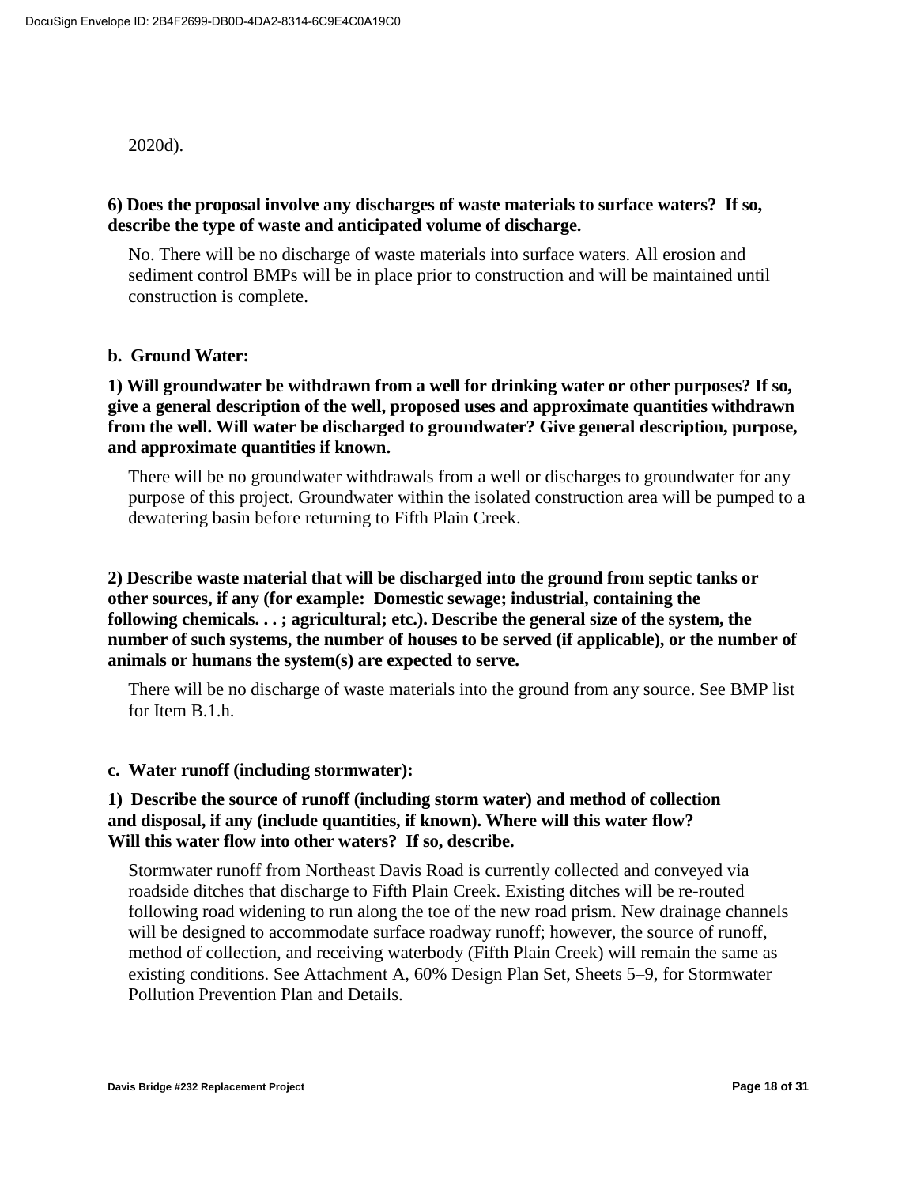2020d).

**6) Does the proposal involve any discharges of waste materials to surface waters? If so, describe the type of waste and anticipated volume of discharge.**

No. There will be no discharge of waste materials into surface waters. All erosion and sediment control BMPs will be in place prior to construction and will be maintained until construction is complete.

**b. Ground Water:**

**1) Will groundwater be withdrawn from a well for drinking water or other purposes? If so, give a general description of the well, proposed uses and approximate quantities withdrawn from the well. Will water be discharged to groundwater? Give general description, purpose, and approximate quantities if known.**

There will be no groundwater withdrawals from a well or discharges to groundwater for any purpose of this project. Groundwater within the isolated construction area will be pumped to a dewatering basin before returning to Fifth Plain Creek.

**2) Describe waste material that will be discharged into the ground from septic tanks or other sources, if any (for example: Domestic sewage; industrial, containing the following chemicals. . . ; agricultural; etc.). Describe the general size of the system, the number of such systems, the number of houses to be served (if applicable), or the number of animals or humans the system(s) are expected to serve.**

There will be no discharge of waste materials into the ground from any source. See BMP list for Item B.1.h.

**c. Water runoff (including stormwater):**

**1) Describe the source of runoff (including storm water) and method of collection and disposal, if any (include quantities, if known). Where will this water flow? Will this water flow into other waters? If so, describe.**

Stormwater runoff from Northeast Davis Road is currently collected and conveyed via roadside ditches that discharge to Fifth Plain Creek. Existing ditches will be re-routed following road widening to run along the toe of the new road prism. New drainage channels will be designed to accommodate surface roadway runoff; however, the source of runoff, method of collection, and receiving waterbody (Fifth Plain Creek) will remain the same as existing conditions. See Attachment A, 60% Design Plan Set, Sheets 5–9, for Stormwater Pollution Prevention Plan and Details.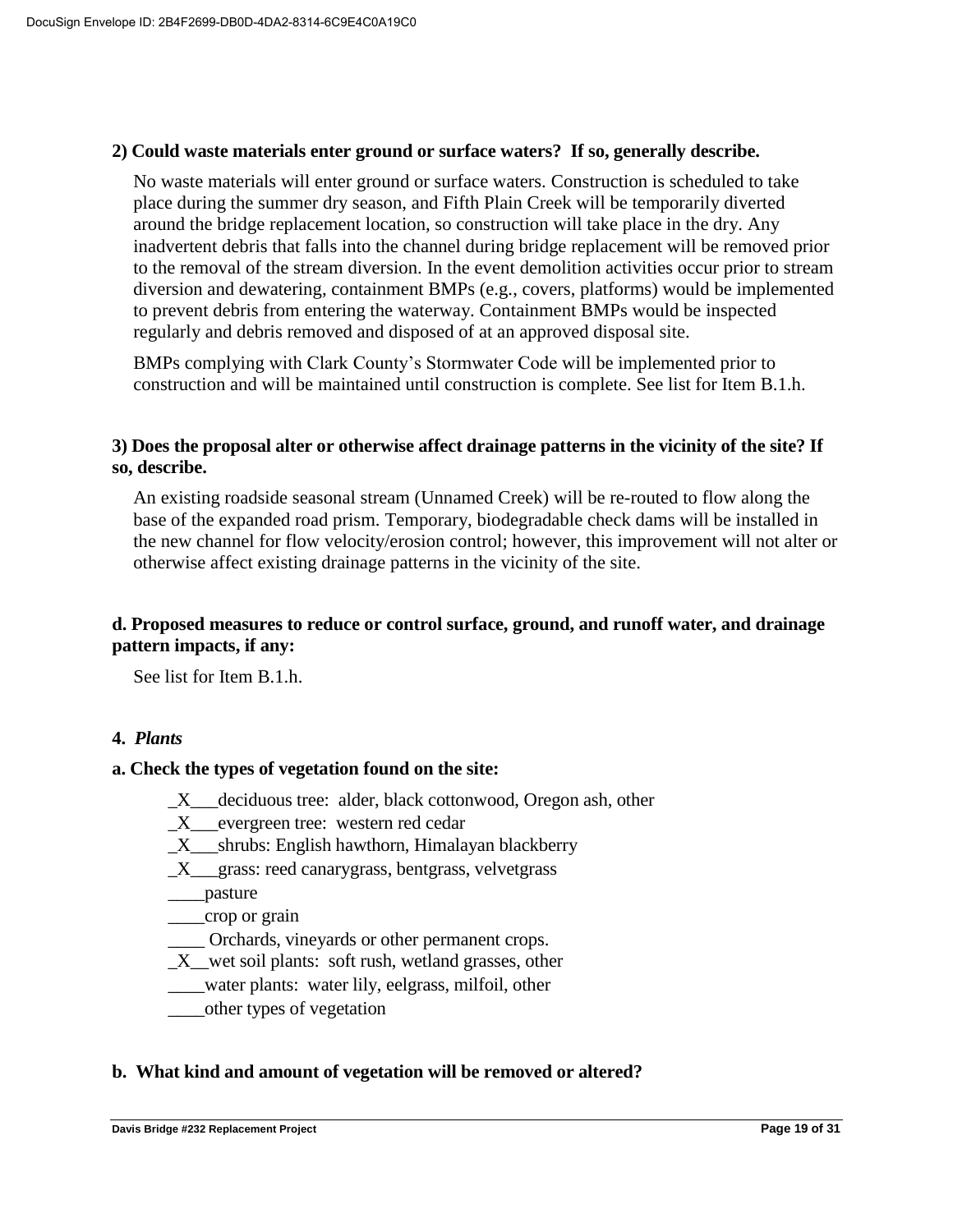**2) Could waste materials enter ground or surface waters? If so, generally describe.**

No waste materials will enter ground or surface waters. Construction is scheduled to take place during the summer dry season, and Fifth Plain Creek will be temporarily diverted around the bridge replacement location, so construction will take place in the dry. Any inadvertent debris that falls into the channel during bridge replacement will be removed prior to the removal of the stream diversion. In the event demolition activities occur prior to stream diversion and dewatering, containment BMPs (e.g., covers, platforms) would be implemented to prevent debris from entering the waterway. Containment BMPs would be inspected regularly and debris removed and disposed of at an approved disposal site.

BMPs complying with Clark County's Stormwater Code will be implemented prior to construction and will be maintained until construction is complete. See list for Item B.1.h.

**3) Does the proposal alter or otherwise affect drainage patterns in the vicinity of the site? If so, describe.**

An existing roadside seasonal stream (Unnamed Creek) will be re-routed to flow along the base of the expanded road prism. Temporary, biodegradable check dams will be installed in the new channel for flow velocity/erosion control; however, this improvement will not alter or otherwise affect existing drainage patterns in the vicinity of the site.

**d. Proposed measures to reduce or control surface, ground, and runoff water, and drainage pattern impacts, if any:**

See list for Item B.1.h.

**4.** ***Plants***

**a. Check the types of vegetation found on the site:**

_X___deciduous tree: alder, black cottonwood, Oregon ash, other
_X___evergreen tree: western red cedar
_X___shrubs: English hawthorn, Himalayan blackberry
_X___grass: reed canarygrass, bentgrass, velvetgrass
____pasture
____crop or grain
____ Orchards, vineyards or other permanent crops.
_X__wet soil plants: soft rush, wetland grasses, other
____water plants: water lily, eelgrass, milfoil, other
____other types of vegetation

**b. What kind and amount of vegetation will be removed or altered?**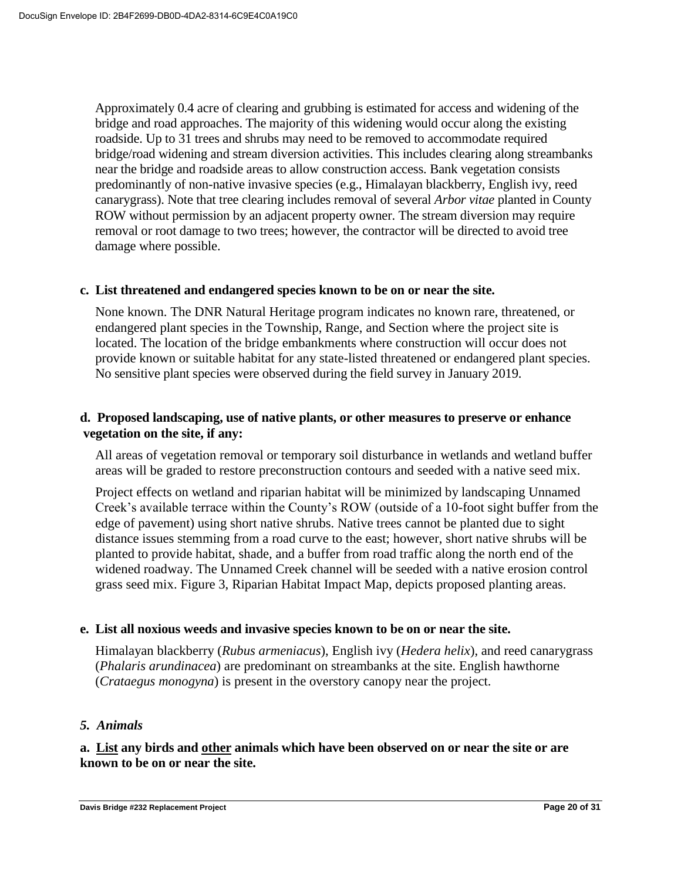Approximately 0.4 acre of clearing and grubbing is estimated for access and widening of the bridge and road approaches. The majority of this widening would occur along the existing roadside. Up to 31 trees and shrubs may need to be removed to accommodate required bridge/road widening and stream diversion activities. This includes clearing along streambanks near the bridge and roadside areas to allow construction access. Bank vegetation consists predominantly of non-native invasive species (e.g., Himalayan blackberry, English ivy, reed canarygrass). Note that tree clearing includes removal of several *Arbor vitae* planted in County ROW without permission by an adjacent property owner. The stream diversion may require removal or root damage to two trees; however, the contractor will be directed to avoid tree damage where possible.

**c. List threatened and endangered species known to be on or near the site.**

None known. The DNR Natural Heritage program indicates no known rare, threatened, or endangered plant species in the Township, Range, and Section where the project site is located. The location of the bridge embankments where construction will occur does not provide known or suitable habitat for any state-listed threatened or endangered plant species. No sensitive plant species were observed during the field survey in January 2019.

**d. Proposed landscaping, use of native plants, or other measures to preserve or enhance vegetation on the site, if any:**

All areas of vegetation removal or temporary soil disturbance in wetlands and wetland buffer areas will be graded to restore preconstruction contours and seeded with a native seed mix.

Project effects on wetland and riparian habitat will be minimized by landscaping Unnamed Creek's available terrace within the County's ROW (outside of a 10-foot sight buffer from the edge of pavement) using short native shrubs. Native trees cannot be planted due to sight distance issues stemming from a road curve to the east; however, short native shrubs will be planted to provide habitat, shade, and a buffer from road traffic along the north end of the widened roadway. The Unnamed Creek channel will be seeded with a native erosion control grass seed mix. Figure 3, Riparian Habitat Impact Map, depicts proposed planting areas.

**e. List all noxious weeds and invasive species known to be on or near the site.**

Himalayan blackberry (*Rubus armeniacus*), English ivy (*Hedera helix*), and reed canarygrass (*Phalaris arundinacea*) are predominant on streambanks at the site. English hawthorne (*Crataegus monogyna*) is present in the overstory canopy near the project.

### *5. Animals*

**a. List any birds and other animals which have been observed on or near the site or are known to be on or near the site.**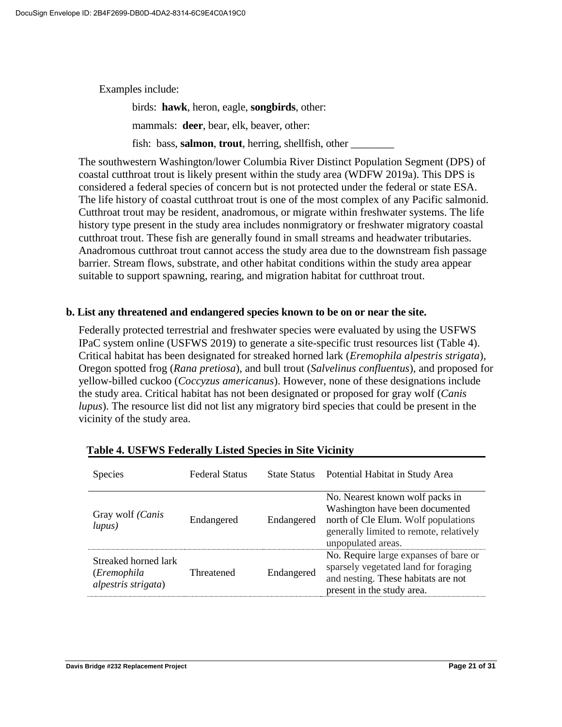Examples include:

birds: **hawk**, heron, eagle, **songbirds**, other:

mammals: **deer**, bear, elk, beaver, other:

fish: bass, **salmon**, **trout**, herring, shellfish, other ________

The southwestern Washington/lower Columbia River Distinct Population Segment (DPS) of coastal cutthroat trout is likely present within the study area (WDFW 2019a). This DPS is considered a federal species of concern but is not protected under the federal or state ESA. The life history of coastal cutthroat trout is one of the most complex of any Pacific salmonid. Cutthroat trout may be resident, anadromous, or migrate within freshwater systems. The life history type present in the study area includes nonmigratory or freshwater migratory coastal cutthroat trout. These fish are generally found in small streams and headwater tributaries. Anadromous cutthroat trout cannot access the study area due to the downstream fish passage barrier. Stream flows, substrate, and other habitat conditions within the study area appear suitable to support spawning, rearing, and migration habitat for cutthroat trout.

**b. List any threatened and endangered species known to be on or near the site.**

Federally protected terrestrial and freshwater species were evaluated by using the USFWS IPaC system online (USFWS 2019) to generate a site-specific trust resources list (Table 4). Critical habitat has been designated for streaked horned lark (*Eremophila alpestris strigata*), Oregon spotted frog (*Rana pretiosa*), and bull trout (*Salvelinus confluentus*), and proposed for yellow-billed cuckoo (*Coccyzus americanus*). However, none of these designations include the study area. Critical habitat has not been designated or proposed for gray wolf (*Canis lupus*). The resource list did not list any migratory bird species that could be present in the vicinity of the study area.

**Table 4. USFWS Federally Listed Species in Site Vicinity**

| Species | Federal Status | State Status | Potential Habitat in Study Area |
|---|---|---|---|
| Gray wolf *(Canis lupus)* | Endangered | Endangered | No. Nearest known wolf packs in Washington have been documented north of Cle Elum. Wolf populations generally limited to remote, relatively unpopulated areas. |
| Streaked horned lark (*Eremophila alpestris strigata*) | Threatened | Endangered | No. Require large expanses of bare or sparsely vegetated land for foraging and nesting. These habitats are not present in the study area. |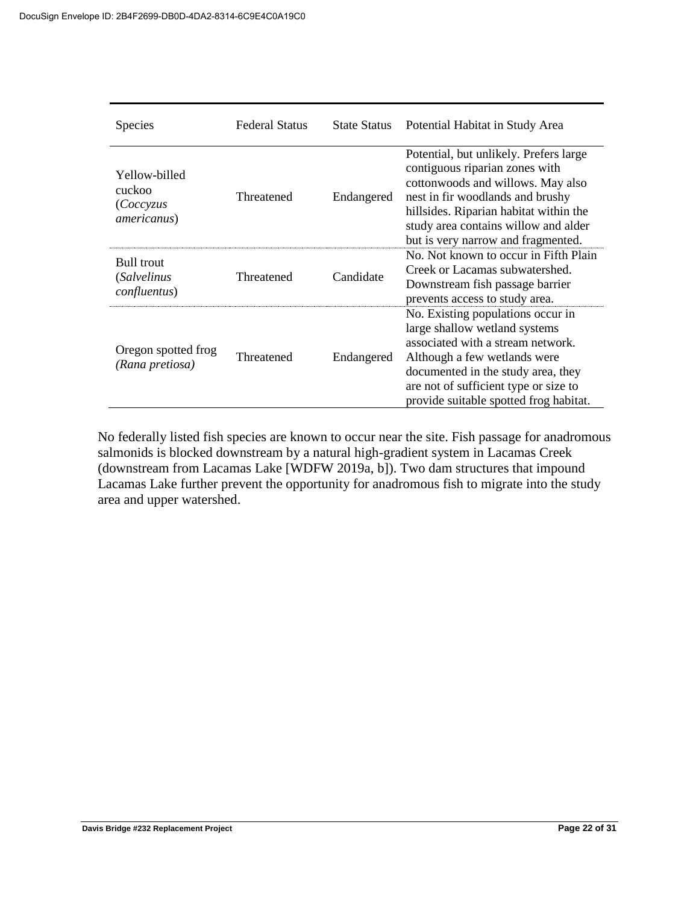| Species | Federal Status | State Status | Potential Habitat in Study Area |
|---|---|---|---|
| Yellow-billed cuckoo (*Coccyzus americanus*) | Threatened | Endangered | Potential, but unlikely. Prefers large contiguous riparian zones with cottonwoods and willows. May also nest in fir woodlands and brushy hillsides. Riparian habitat within the study area contains willow and alder but is very narrow and fragmented. |
| Bull trout (*Salvelinus confluentus*) | Threatened | Candidate | No. Not known to occur in Fifth Plain Creek or Lacamas subwatershed. Downstream fish passage barrier prevents access to study area. |
| Oregon spotted frog (*Rana pretiosa)* | Threatened | Endangered | No. Existing populations occur in large shallow wetland systems associated with a stream network. Although a few wetlands were documented in the study area, they are not of sufficient type or size to provide suitable spotted frog habitat. |

No federally listed fish species are known to occur near the site. Fish passage for anadromous salmonids is blocked downstream by a natural high-gradient system in Lacamas Creek (downstream from Lacamas Lake [WDFW 2019a, b]). Two dam structures that impound Lacamas Lake further prevent the opportunity for anadromous fish to migrate into the study area and upper watershed.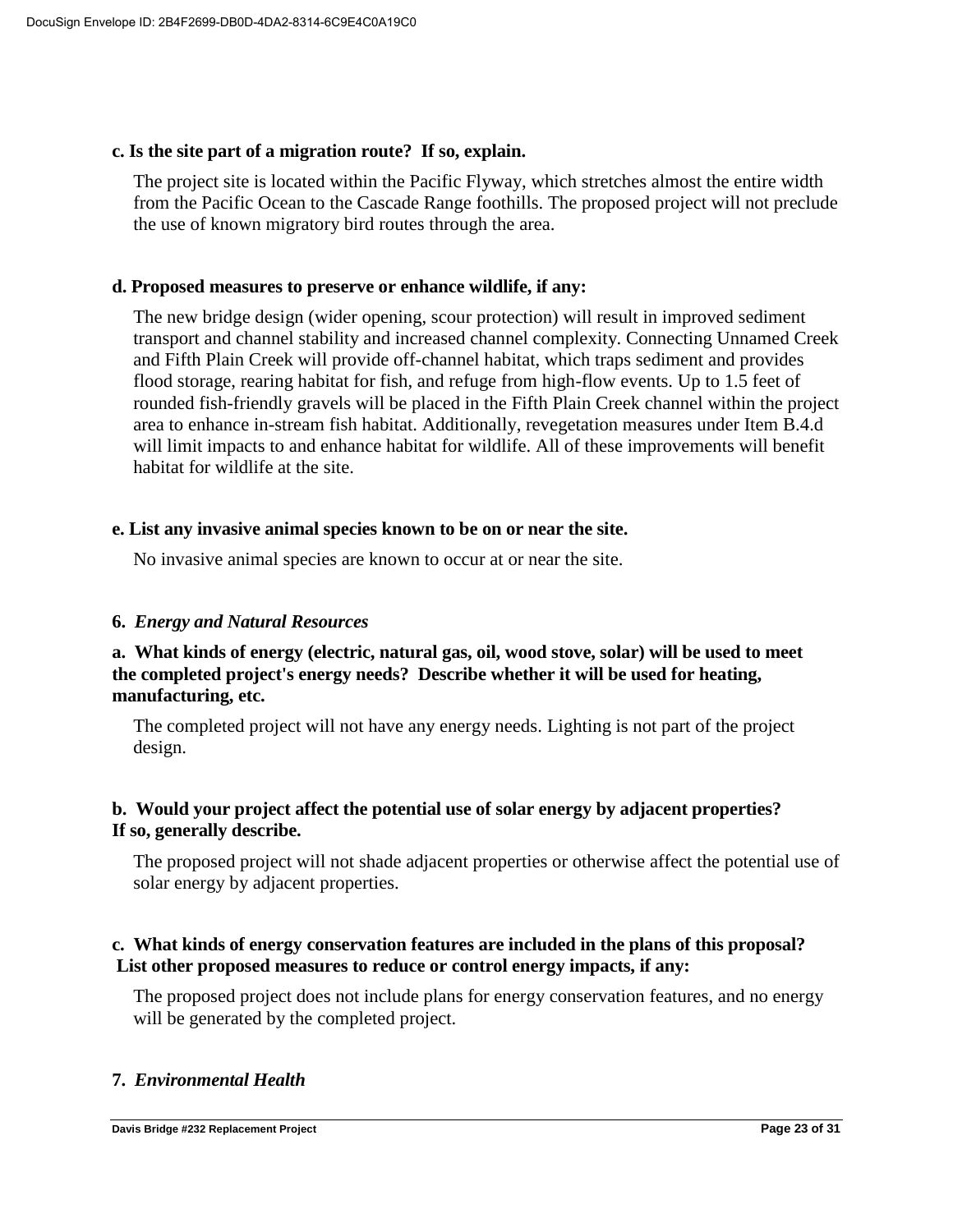**c. Is the site part of a migration route? If so, explain.**

The project site is located within the Pacific Flyway, which stretches almost the entire width from the Pacific Ocean to the Cascade Range foothills. The proposed project will not preclude the use of known migratory bird routes through the area.

**d. Proposed measures to preserve or enhance wildlife, if any:**

The new bridge design (wider opening, scour protection) will result in improved sediment transport and channel stability and increased channel complexity. Connecting Unnamed Creek and Fifth Plain Creek will provide off-channel habitat, which traps sediment and provides flood storage, rearing habitat for fish, and refuge from high-flow events. Up to 1.5 feet of rounded fish-friendly gravels will be placed in the Fifth Plain Creek channel within the project area to enhance in-stream fish habitat. Additionally, revegetation measures under Item B.4.d will limit impacts to and enhance habitat for wildlife. All of these improvements will benefit habitat for wildlife at the site.

**e. List any invasive animal species known to be on or near the site.**

No invasive animal species are known to occur at or near the site.

## 6. *Energy and Natural Resources*

**a. What kinds of energy (electric, natural gas, oil, wood stove, solar) will be used to meet the completed project's energy needs? Describe whether it will be used for heating, manufacturing, etc.**

The completed project will not have any energy needs. Lighting is not part of the project design.

**b. Would your project affect the potential use of solar energy by adjacent properties? If so, generally describe.**

The proposed project will not shade adjacent properties or otherwise affect the potential use of solar energy by adjacent properties.

**c. What kinds of energy conservation features are included in the plans of this proposal? List other proposed measures to reduce or control energy impacts, if any:**

The proposed project does not include plans for energy conservation features, and no energy will be generated by the completed project.

## 7. *Environmental Health*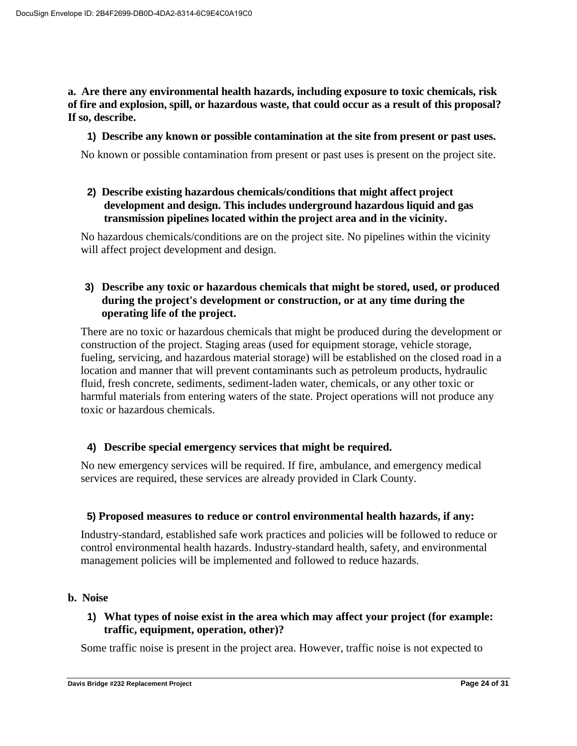**a. Are there any environmental health hazards, including exposure to toxic chemicals, risk of fire and explosion, spill, or hazardous waste, that could occur as a result of this proposal? If so, describe.**

**1) Describe any known or possible contamination at the site from present or past uses.**

No known or possible contamination from present or past uses is present on the project site.

**2) Describe existing hazardous chemicals/conditions that might affect project development and design. This includes underground hazardous liquid and gas transmission pipelines located within the project area and in the vicinity.**

No hazardous chemicals/conditions are on the project site. No pipelines within the vicinity will affect project development and design.

**3) Describe any toxic or hazardous chemicals that might be stored, used, or produced during the project's development or construction, or at any time during the operating life of the project.**

There are no toxic or hazardous chemicals that might be produced during the development or construction of the project. Staging areas (used for equipment storage, vehicle storage, fueling, servicing, and hazardous material storage) will be established on the closed road in a location and manner that will prevent contaminants such as petroleum products, hydraulic fluid, fresh concrete, sediments, sediment-laden water, chemicals, or any other toxic or harmful materials from entering waters of the state. Project operations will not produce any toxic or hazardous chemicals.

**4) Describe special emergency services that might be required.**

No new emergency services will be required. If fire, ambulance, and emergency medical services are required, these services are already provided in Clark County.

**5) Proposed measures to reduce or control environmental health hazards, if any:**

Industry-standard, established safe work practices and policies will be followed to reduce or control environmental health hazards. Industry-standard health, safety, and environmental management policies will be implemented and followed to reduce hazards.

**b. Noise**

**1) What types of noise exist in the area which may affect your project (for example: traffic, equipment, operation, other)?**

Some traffic noise is present in the project area. However, traffic noise is not expected to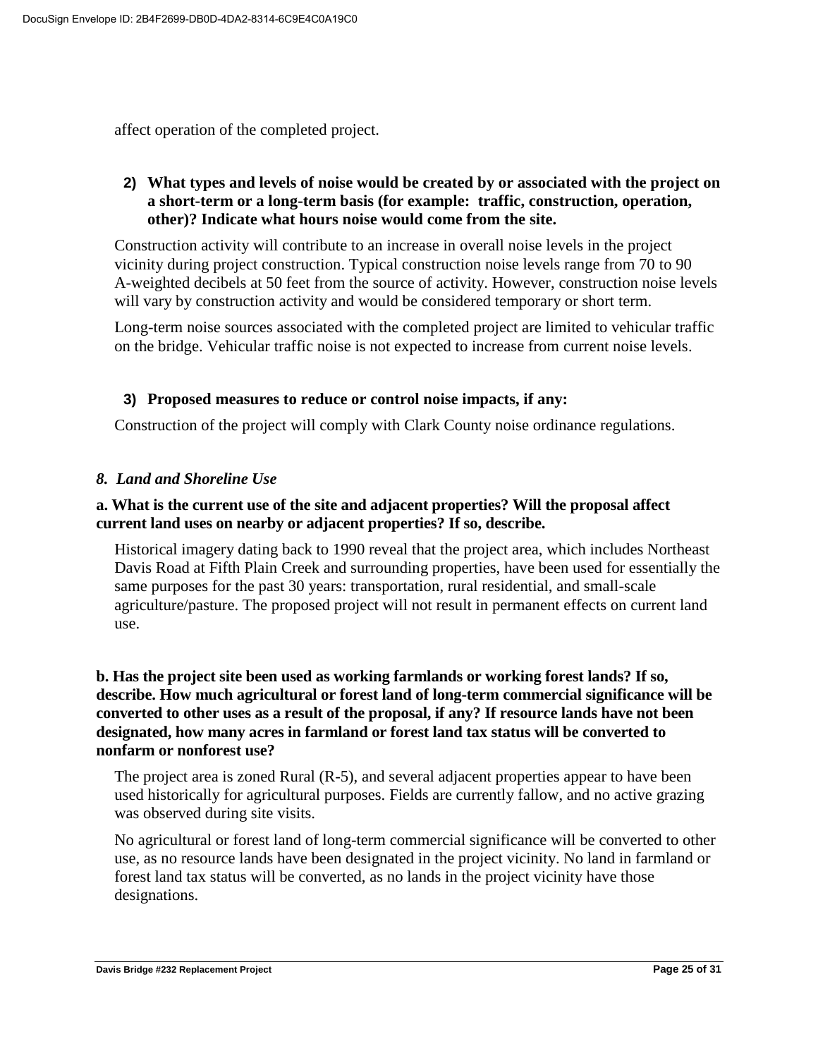affect operation of the completed project.

**2) What types and levels of noise would be created by or associated with the project on a short-term or a long-term basis (for example: traffic, construction, operation, other)? Indicate what hours noise would come from the site.**

Construction activity will contribute to an increase in overall noise levels in the project vicinity during project construction. Typical construction noise levels range from 70 to 90 A-weighted decibels at 50 feet from the source of activity. However, construction noise levels will vary by construction activity and would be considered temporary or short term.

Long-term noise sources associated with the completed project are limited to vehicular traffic on the bridge. Vehicular traffic noise is not expected to increase from current noise levels.

**3) Proposed measures to reduce or control noise impacts, if any:**

Construction of the project will comply with Clark County noise ordinance regulations.

### *8. Land and Shoreline Use*

**a. What is the current use of the site and adjacent properties? Will the proposal affect current land uses on nearby or adjacent properties? If so, describe.**

Historical imagery dating back to 1990 reveal that the project area, which includes Northeast Davis Road at Fifth Plain Creek and surrounding properties, have been used for essentially the same purposes for the past 30 years: transportation, rural residential, and small-scale agriculture/pasture. The proposed project will not result in permanent effects on current land use.

**b. Has the project site been used as working farmlands or working forest lands? If so, describe. How much agricultural or forest land of long-term commercial significance will be converted to other uses as a result of the proposal, if any? If resource lands have not been designated, how many acres in farmland or forest land tax status will be converted to nonfarm or nonforest use?**

The project area is zoned Rural (R-5), and several adjacent properties appear to have been used historically for agricultural purposes. Fields are currently fallow, and no active grazing was observed during site visits.

No agricultural or forest land of long-term commercial significance will be converted to other use, as no resource lands have been designated in the project vicinity. No land in farmland or forest land tax status will be converted, as no lands in the project vicinity have those designations.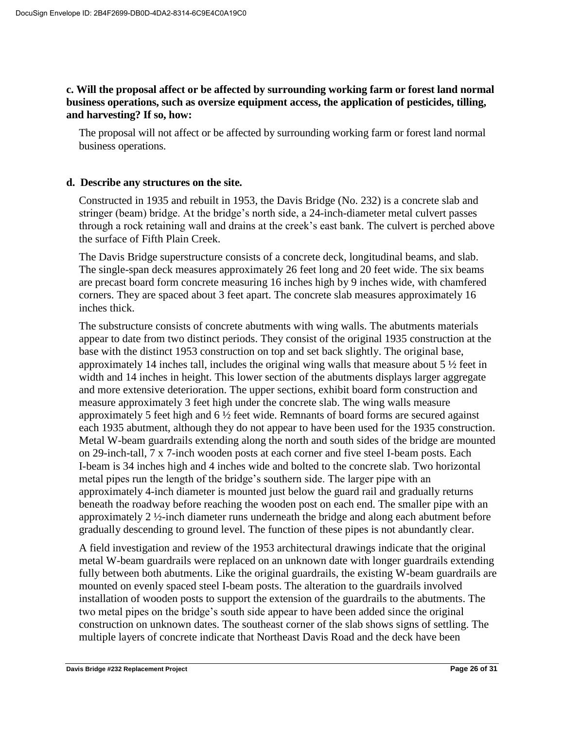**c. Will the proposal affect or be affected by surrounding working farm or forest land normal business operations, such as oversize equipment access, the application of pesticides, tilling, and harvesting? If so, how:**

The proposal will not affect or be affected by surrounding working farm or forest land normal business operations.

**d. Describe any structures on the site.**

Constructed in 1935 and rebuilt in 1953, the Davis Bridge (No. 232) is a concrete slab and stringer (beam) bridge. At the bridge's north side, a 24-inch-diameter metal culvert passes through a rock retaining wall and drains at the creek's east bank. The culvert is perched above the surface of Fifth Plain Creek.

The Davis Bridge superstructure consists of a concrete deck, longitudinal beams, and slab. The single-span deck measures approximately 26 feet long and 20 feet wide. The six beams are precast board form concrete measuring 16 inches high by 9 inches wide, with chamfered corners. They are spaced about 3 feet apart. The concrete slab measures approximately 16 inches thick.

The substructure consists of concrete abutments with wing walls. The abutments materials appear to date from two distinct periods. They consist of the original 1935 construction at the base with the distinct 1953 construction on top and set back slightly. The original base, approximately 14 inches tall, includes the original wing walls that measure about 5 ½ feet in width and 14 inches in height. This lower section of the abutments displays larger aggregate and more extensive deterioration. The upper sections, exhibit board form construction and measure approximately 3 feet high under the concrete slab. The wing walls measure approximately 5 feet high and 6 ½ feet wide. Remnants of board forms are secured against each 1935 abutment, although they do not appear to have been used for the 1935 construction. Metal W-beam guardrails extending along the north and south sides of the bridge are mounted on 29-inch-tall, 7 x 7-inch wooden posts at each corner and five steel I-beam posts. Each I-beam is 34 inches high and 4 inches wide and bolted to the concrete slab. Two horizontal metal pipes run the length of the bridge's southern side. The larger pipe with an approximately 4-inch diameter is mounted just below the guard rail and gradually returns beneath the roadway before reaching the wooden post on each end. The smaller pipe with an approximately 2 ½-inch diameter runs underneath the bridge and along each abutment before gradually descending to ground level. The function of these pipes is not abundantly clear.

A field investigation and review of the 1953 architectural drawings indicate that the original metal W-beam guardrails were replaced on an unknown date with longer guardrails extending fully between both abutments. Like the original guardrails, the existing W-beam guardrails are mounted on evenly spaced steel I-beam posts. The alteration to the guardrails involved installation of wooden posts to support the extension of the guardrails to the abutments. The two metal pipes on the bridge's south side appear to have been added since the original construction on unknown dates. The southeast corner of the slab shows signs of settling. The multiple layers of concrete indicate that Northeast Davis Road and the deck have been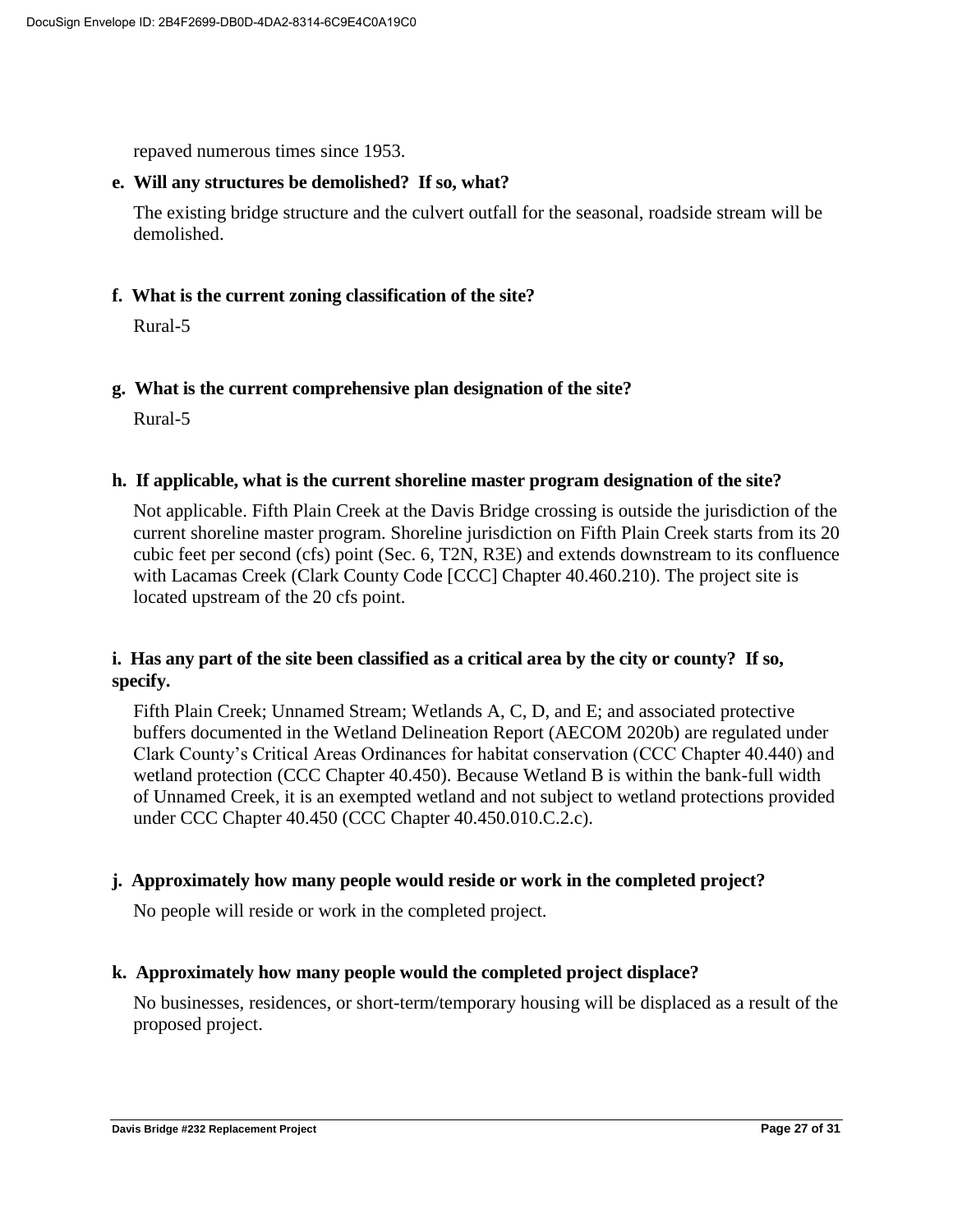repaved numerous times since 1953.

**e. Will any structures be demolished? If so, what?**

The existing bridge structure and the culvert outfall for the seasonal, roadside stream will be demolished.

**f. What is the current zoning classification of the site?**

Rural-5

**g. What is the current comprehensive plan designation of the site?**

Rural-5

**h. If applicable, what is the current shoreline master program designation of the site?**

Not applicable. Fifth Plain Creek at the Davis Bridge crossing is outside the jurisdiction of the current shoreline master program. Shoreline jurisdiction on Fifth Plain Creek starts from its 20 cubic feet per second (cfs) point (Sec. 6, T2N, R3E) and extends downstream to its confluence with Lacamas Creek (Clark County Code [CCC] Chapter 40.460.210). The project site is located upstream of the 20 cfs point.

**i. Has any part of the site been classified as a critical area by the city or county? If so, specify.**

Fifth Plain Creek; Unnamed Stream; Wetlands A, C, D, and E; and associated protective buffers documented in the Wetland Delineation Report (AECOM 2020b) are regulated under Clark County's Critical Areas Ordinances for habitat conservation (CCC Chapter 40.440) and wetland protection (CCC Chapter 40.450). Because Wetland B is within the bank-full width of Unnamed Creek, it is an exempted wetland and not subject to wetland protections provided under CCC Chapter 40.450 (CCC Chapter 40.450.010.C.2.c).

**j. Approximately how many people would reside or work in the completed project?**

No people will reside or work in the completed project.

**k. Approximately how many people would the completed project displace?**

No businesses, residences, or short-term/temporary housing will be displaced as a result of the proposed project.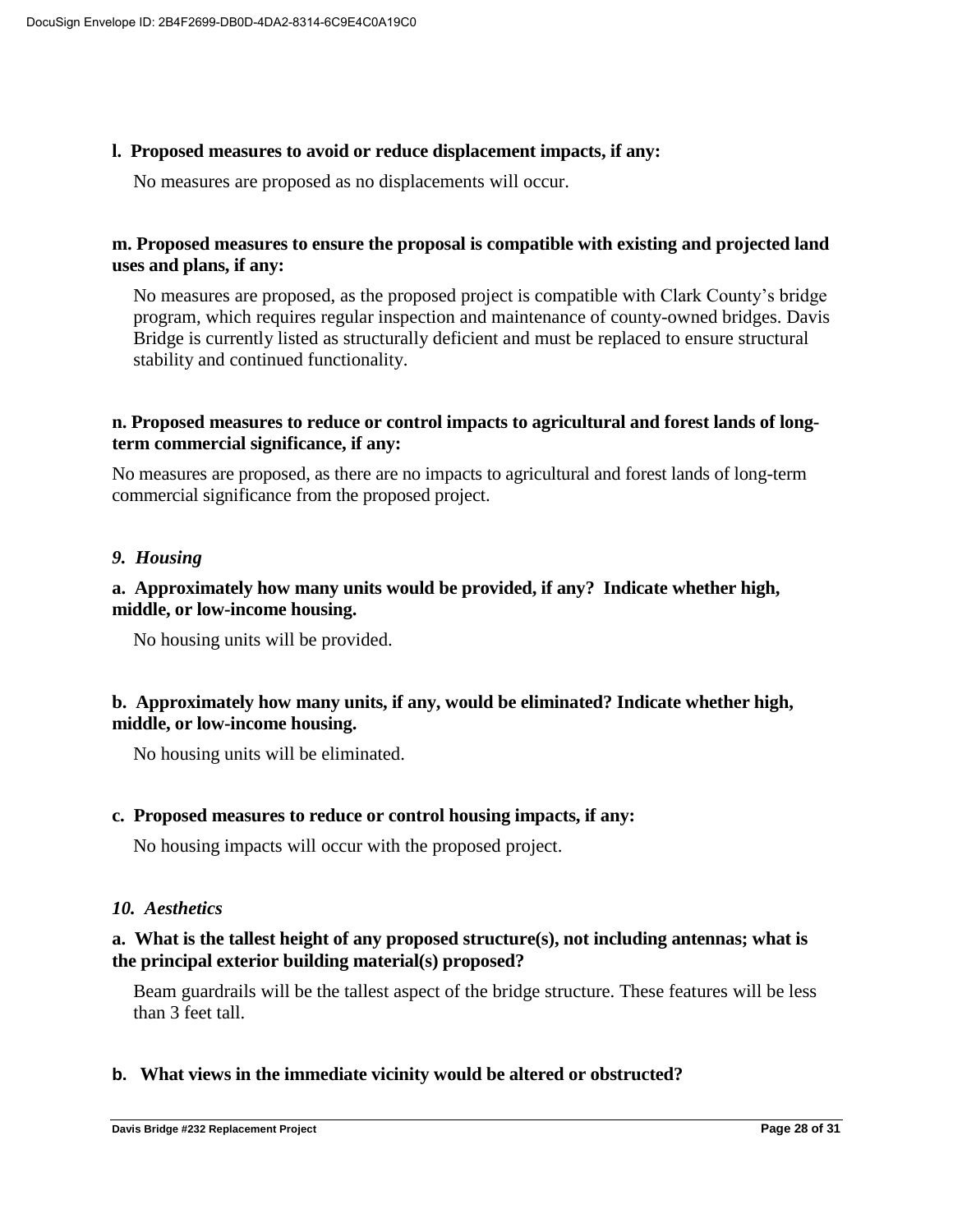**l. Proposed measures to avoid or reduce displacement impacts, if any:**

No measures are proposed as no displacements will occur.

**m. Proposed measures to ensure the proposal is compatible with existing and projected land uses and plans, if any:**

No measures are proposed, as the proposed project is compatible with Clark County's bridge program, which requires regular inspection and maintenance of county-owned bridges. Davis Bridge is currently listed as structurally deficient and must be replaced to ensure structural stability and continued functionality.

**n. Proposed measures to reduce or control impacts to agricultural and forest lands of long-term commercial significance, if any:**

No measures are proposed, as there are no impacts to agricultural and forest lands of long-term commercial significance from the proposed project.

### *9. Housing*

**a. Approximately how many units would be provided, if any? Indicate whether high, middle, or low-income housing.**

No housing units will be provided.

**b. Approximately how many units, if any, would be eliminated? Indicate whether high, middle, or low-income housing.**

No housing units will be eliminated.

**c. Proposed measures to reduce or control housing impacts, if any:**

No housing impacts will occur with the proposed project.

### *10. Aesthetics*

**a. What is the tallest height of any proposed structure(s), not including antennas; what is the principal exterior building material(s) proposed?**

Beam guardrails will be the tallest aspect of the bridge structure. These features will be less than 3 feet tall.

**b. What views in the immediate vicinity would be altered or obstructed?**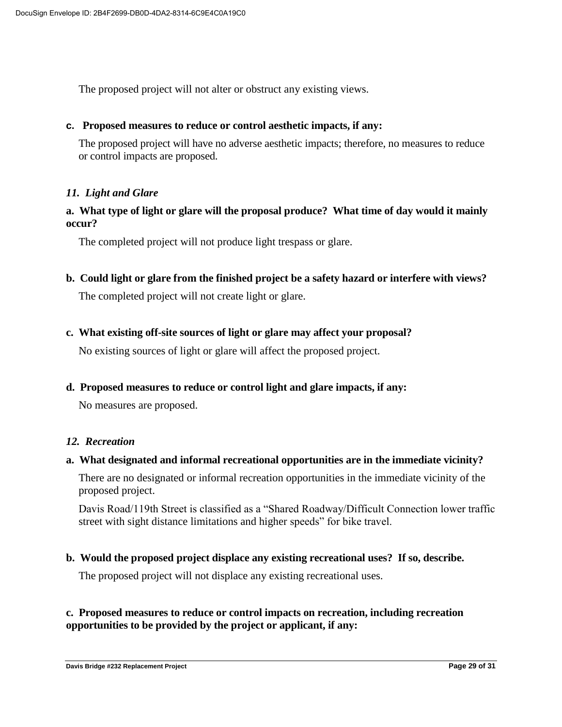The proposed project will not alter or obstruct any existing views.

**c. Proposed measures to reduce or control aesthetic impacts, if any:**

The proposed project will have no adverse aesthetic impacts; therefore, no measures to reduce or control impacts are proposed.

### *11. Light and Glare*

**a. What type of light or glare will the proposal produce? What time of day would it mainly occur?**

The completed project will not produce light trespass or glare.

**b. Could light or glare from the finished project be a safety hazard or interfere with views?**

The completed project will not create light or glare.

**c. What existing off-site sources of light or glare may affect your proposal?**

No existing sources of light or glare will affect the proposed project.

**d. Proposed measures to reduce or control light and glare impacts, if any:**

No measures are proposed.

### *12. Recreation*

**a. What designated and informal recreational opportunities are in the immediate vicinity?**

There are no designated or informal recreation opportunities in the immediate vicinity of the proposed project.

Davis Road/119th Street is classified as a "Shared Roadway/Difficult Connection lower traffic street with sight distance limitations and higher speeds" for bike travel.

**b. Would the proposed project displace any existing recreational uses? If so, describe.**

The proposed project will not displace any existing recreational uses.

**c. Proposed measures to reduce or control impacts on recreation, including recreation opportunities to be provided by the project or applicant, if any:**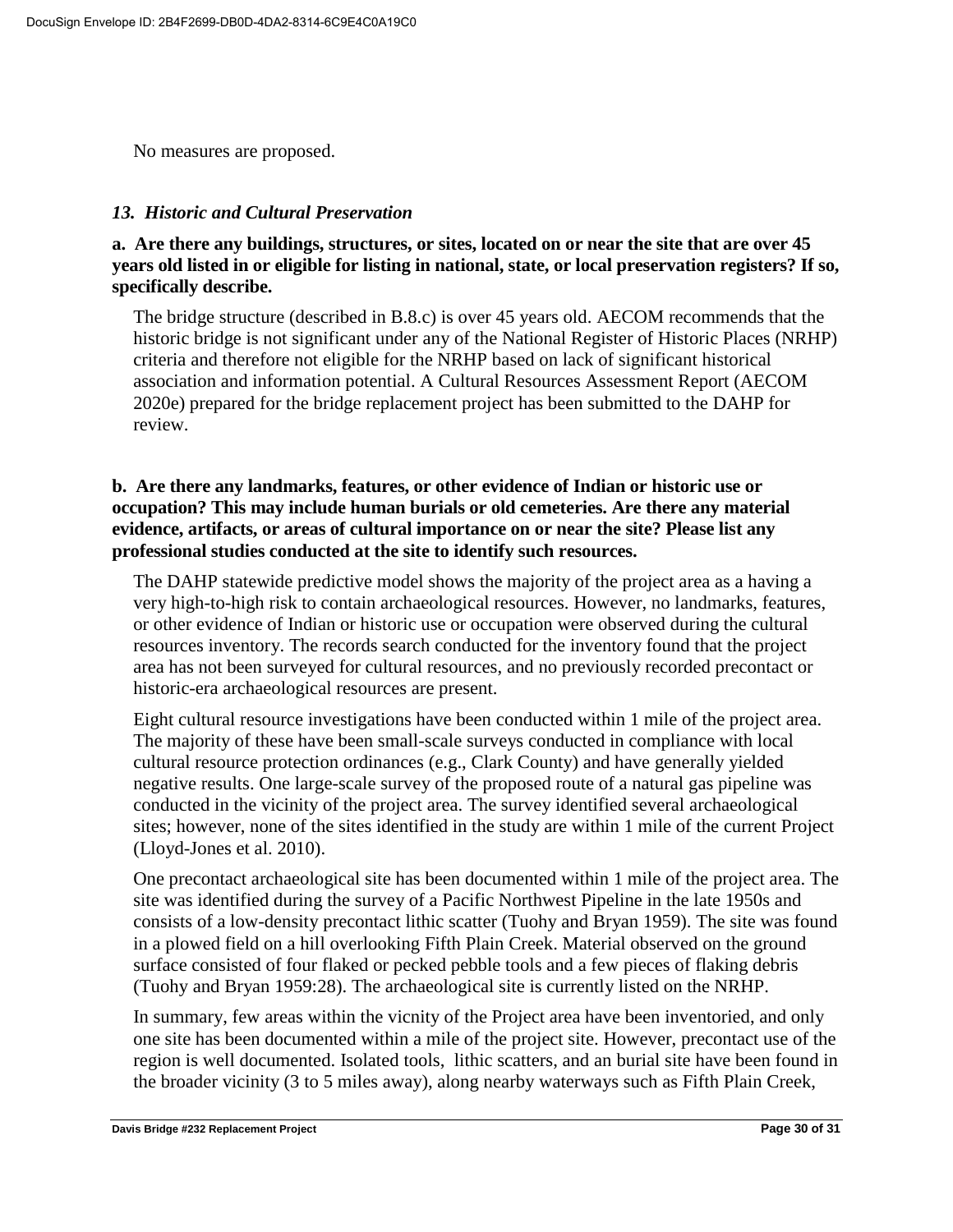No measures are proposed.

### *13. Historic and Cultural Preservation*

**a. Are there any buildings, structures, or sites, located on or near the site that are over 45 years old listed in or eligible for listing in national, state, or local preservation registers? If so, specifically describe.**

The bridge structure (described in B.8.c) is over 45 years old. AECOM recommends that the historic bridge is not significant under any of the National Register of Historic Places (NRHP) criteria and therefore not eligible for the NRHP based on lack of significant historical association and information potential. A Cultural Resources Assessment Report (AECOM 2020e) prepared for the bridge replacement project has been submitted to the DAHP for review.

**b. Are there any landmarks, features, or other evidence of Indian or historic use or occupation? This may include human burials or old cemeteries. Are there any material evidence, artifacts, or areas of cultural importance on or near the site? Please list any professional studies conducted at the site to identify such resources.**

The DAHP statewide predictive model shows the majority of the project area as a having a very high-to-high risk to contain archaeological resources. However, no landmarks, features, or other evidence of Indian or historic use or occupation were observed during the cultural resources inventory. The records search conducted for the inventory found that the project area has not been surveyed for cultural resources, and no previously recorded precontact or historic-era archaeological resources are present.

Eight cultural resource investigations have been conducted within 1 mile of the project area. The majority of these have been small-scale surveys conducted in compliance with local cultural resource protection ordinances (e.g., Clark County) and have generally yielded negative results. One large-scale survey of the proposed route of a natural gas pipeline was conducted in the vicinity of the project area. The survey identified several archaeological sites; however, none of the sites identified in the study are within 1 mile of the current Project (Lloyd-Jones et al. 2010).

One precontact archaeological site has been documented within 1 mile of the project area. The site was identified during the survey of a Pacific Northwest Pipeline in the late 1950s and consists of a low-density precontact lithic scatter (Tuohy and Bryan 1959). The site was found in a plowed field on a hill overlooking Fifth Plain Creek. Material observed on the ground surface consisted of four flaked or pecked pebble tools and a few pieces of flaking debris (Tuohy and Bryan 1959:28). The archaeological site is currently listed on the NRHP.

In summary, few areas within the vicnity of the Project area have been inventoried, and only one site has been documented within a mile of the project site. However, precontact use of the region is well documented. Isolated tools, lithic scatters, and an burial site have been found in the broader vicinity (3 to 5 miles away), along nearby waterways such as Fifth Plain Creek,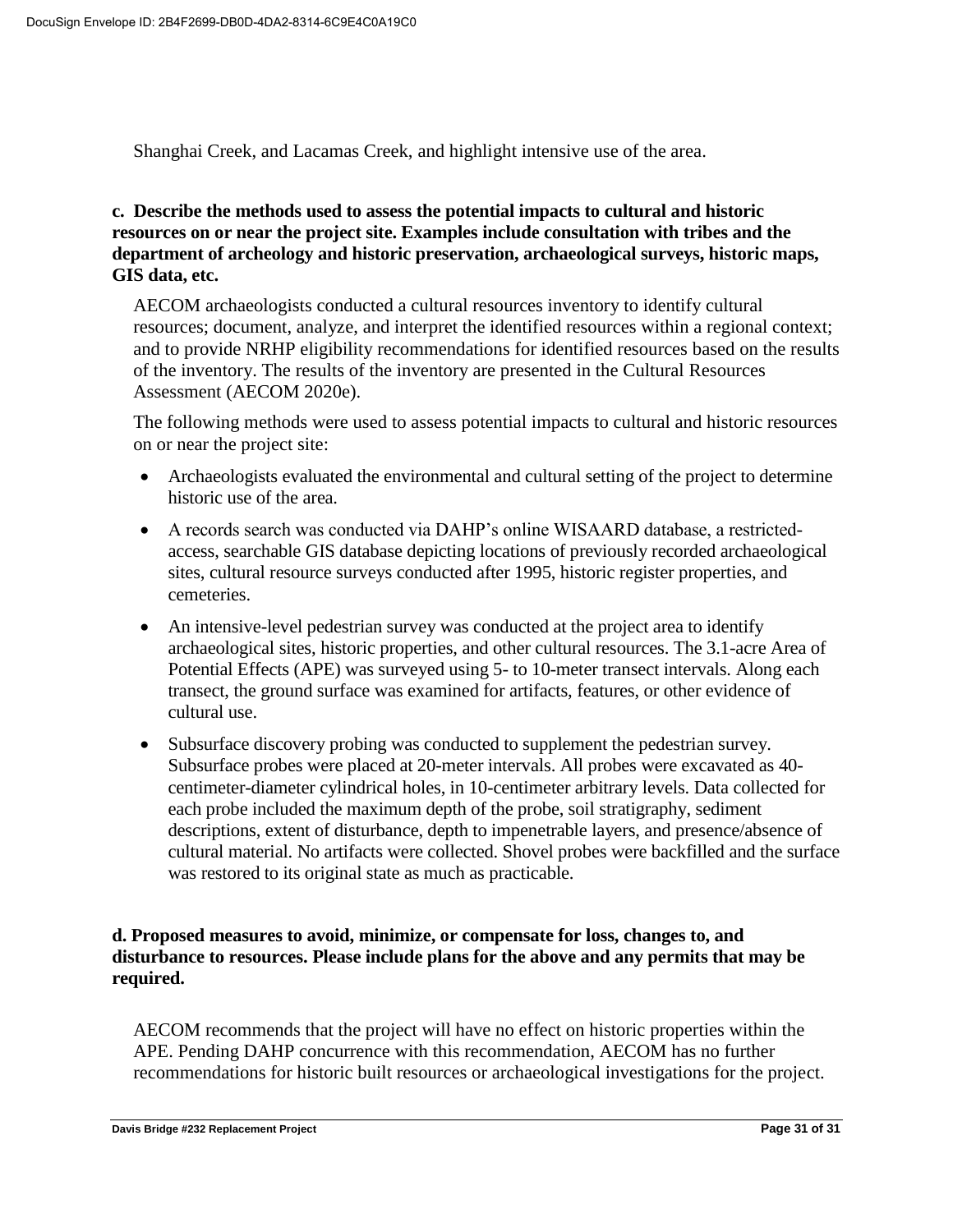Shanghai Creek, and Lacamas Creek, and highlight intensive use of the area.

**c. Describe the methods used to assess the potential impacts to cultural and historic resources on or near the project site. Examples include consultation with tribes and the department of archeology and historic preservation, archaeological surveys, historic maps, GIS data, etc.**

AECOM archaeologists conducted a cultural resources inventory to identify cultural resources; document, analyze, and interpret the identified resources within a regional context; and to provide NRHP eligibility recommendations for identified resources based on the results of the inventory. The results of the inventory are presented in the Cultural Resources Assessment (AECOM 2020e).

The following methods were used to assess potential impacts to cultural and historic resources on or near the project site:

- Archaeologists evaluated the environmental and cultural setting of the project to determine historic use of the area.
- A records search was conducted via DAHP's online WISAARD database, a restricted-access, searchable GIS database depicting locations of previously recorded archaeological sites, cultural resource surveys conducted after 1995, historic register properties, and cemeteries.
- An intensive-level pedestrian survey was conducted at the project area to identify archaeological sites, historic properties, and other cultural resources. The 3.1-acre Area of Potential Effects (APE) was surveyed using 5- to 10-meter transect intervals. Along each transect, the ground surface was examined for artifacts, features, or other evidence of cultural use.
- Subsurface discovery probing was conducted to supplement the pedestrian survey. Subsurface probes were placed at 20-meter intervals. All probes were excavated as 40-centimeter-diameter cylindrical holes, in 10-centimeter arbitrary levels. Data collected for each probe included the maximum depth of the probe, soil stratigraphy, sediment descriptions, extent of disturbance, depth to impenetrable layers, and presence/absence of cultural material. No artifacts were collected. Shovel probes were backfilled and the surface was restored to its original state as much as practicable.

**d. Proposed measures to avoid, minimize, or compensate for loss, changes to, and disturbance to resources. Please include plans for the above and any permits that may be required.**

AECOM recommends that the project will have no effect on historic properties within the APE. Pending DAHP concurrence with this recommendation, AECOM has no further recommendations for historic built resources or archaeological investigations for the project.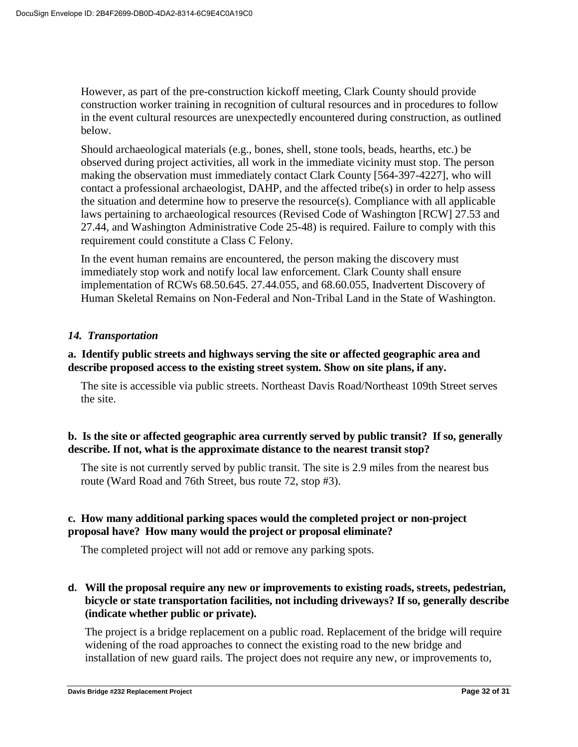However, as part of the pre-construction kickoff meeting, Clark County should provide construction worker training in recognition of cultural resources and in procedures to follow in the event cultural resources are unexpectedly encountered during construction, as outlined below.

Should archaeological materials (e.g., bones, shell, stone tools, beads, hearths, etc.) be observed during project activities, all work in the immediate vicinity must stop. The person making the observation must immediately contact Clark County [564-397-4227], who will contact a professional archaeologist, DAHP, and the affected tribe(s) in order to help assess the situation and determine how to preserve the resource(s). Compliance with all applicable laws pertaining to archaeological resources (Revised Code of Washington [RCW] 27.53 and 27.44, and Washington Administrative Code 25-48) is required. Failure to comply with this requirement could constitute a Class C Felony.

In the event human remains are encountered, the person making the discovery must immediately stop work and notify local law enforcement. Clark County shall ensure implementation of RCWs 68.50.645. 27.44.055, and 68.60.055, Inadvertent Discovery of Human Skeletal Remains on Non-Federal and Non-Tribal Land in the State of Washington.

### *14. Transportation*

**a. Identify public streets and highways serving the site or affected geographic area and describe proposed access to the existing street system. Show on site plans, if any.**

The site is accessible via public streets. Northeast Davis Road/Northeast 109th Street serves the site.

**b. Is the site or affected geographic area currently served by public transit? If so, generally describe. If not, what is the approximate distance to the nearest transit stop?**

The site is not currently served by public transit. The site is 2.9 miles from the nearest bus route (Ward Road and 76th Street, bus route 72, stop #3).

**c. How many additional parking spaces would the completed project or non-project proposal have? How many would the project or proposal eliminate?**

The completed project will not add or remove any parking spots.

**d. Will the proposal require any new or improvements to existing roads, streets, pedestrian, bicycle or state transportation facilities, not including driveways? If so, generally describe (indicate whether public or private).**

The project is a bridge replacement on a public road. Replacement of the bridge will require widening of the road approaches to connect the existing road to the new bridge and installation of new guard rails. The project does not require any new, or improvements to,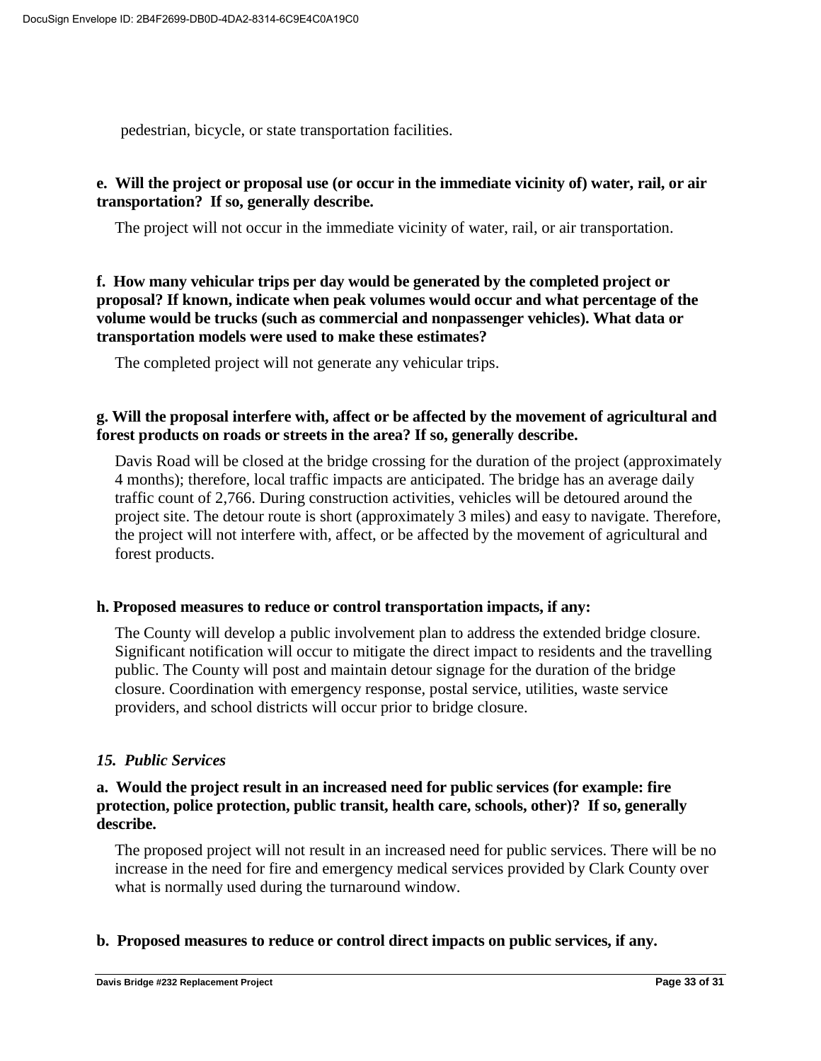pedestrian, bicycle, or state transportation facilities.

**e. Will the project or proposal use (or occur in the immediate vicinity of) water, rail, or air transportation? If so, generally describe.**

The project will not occur in the immediate vicinity of water, rail, or air transportation.

**f. How many vehicular trips per day would be generated by the completed project or proposal? If known, indicate when peak volumes would occur and what percentage of the volume would be trucks (such as commercial and nonpassenger vehicles). What data or transportation models were used to make these estimates?**

The completed project will not generate any vehicular trips.

**g. Will the proposal interfere with, affect or be affected by the movement of agricultural and forest products on roads or streets in the area? If so, generally describe.**

Davis Road will be closed at the bridge crossing for the duration of the project (approximately 4 months); therefore, local traffic impacts are anticipated. The bridge has an average daily traffic count of 2,766. During construction activities, vehicles will be detoured around the project site. The detour route is short (approximately 3 miles) and easy to navigate. Therefore, the project will not interfere with, affect, or be affected by the movement of agricultural and forest products.

**h. Proposed measures to reduce or control transportation impacts, if any:**

The County will develop a public involvement plan to address the extended bridge closure. Significant notification will occur to mitigate the direct impact to residents and the travelling public. The County will post and maintain detour signage for the duration of the bridge closure. Coordination with emergency response, postal service, utilities, waste service providers, and school districts will occur prior to bridge closure.

### *15. Public Services*

**a. Would the project result in an increased need for public services (for example: fire protection, police protection, public transit, health care, schools, other)? If so, generally describe.**

The proposed project will not result in an increased need for public services. There will be no increase in the need for fire and emergency medical services provided by Clark County over what is normally used during the turnaround window.

**b. Proposed measures to reduce or control direct impacts on public services, if any.**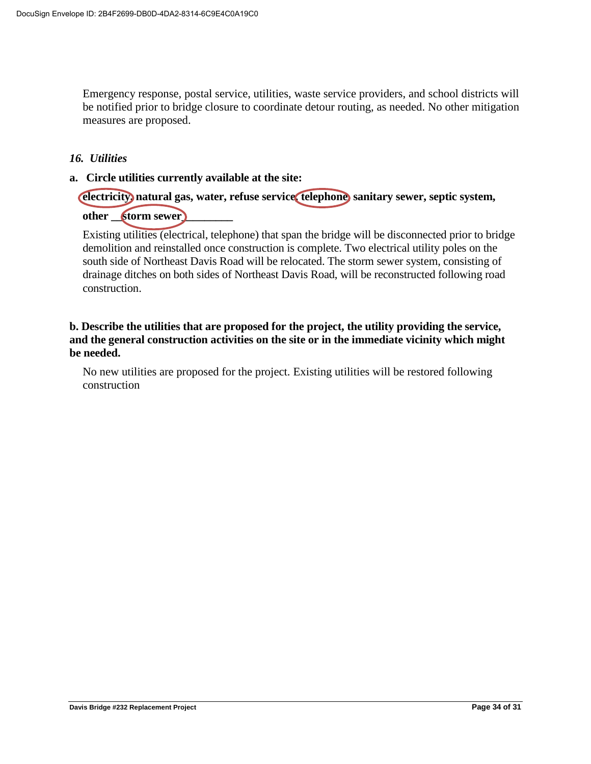Emergency response, postal service, utilities, waste service providers, and school districts will be notified prior to bridge closure to coordinate detour routing, as needed. No other mitigation measures are proposed.

### *16. Utilities*

**a. Circle utilities currently available at the site:**

**electricity, natural gas, water, refuse service, telephone, sanitary sewer, septic system, other __storm sewer_________**

Existing utilities (electrical, telephone) that span the bridge will be disconnected prior to bridge demolition and reinstalled once construction is complete. Two electrical utility poles on the south side of Northeast Davis Road will be relocated. The storm sewer system, consisting of drainage ditches on both sides of Northeast Davis Road, will be reconstructed following road construction.

**b. Describe the utilities that are proposed for the project, the utility providing the service, and the general construction activities on the site or in the immediate vicinity which might be needed.**

No new utilities are proposed for the project. Existing utilities will be restored following construction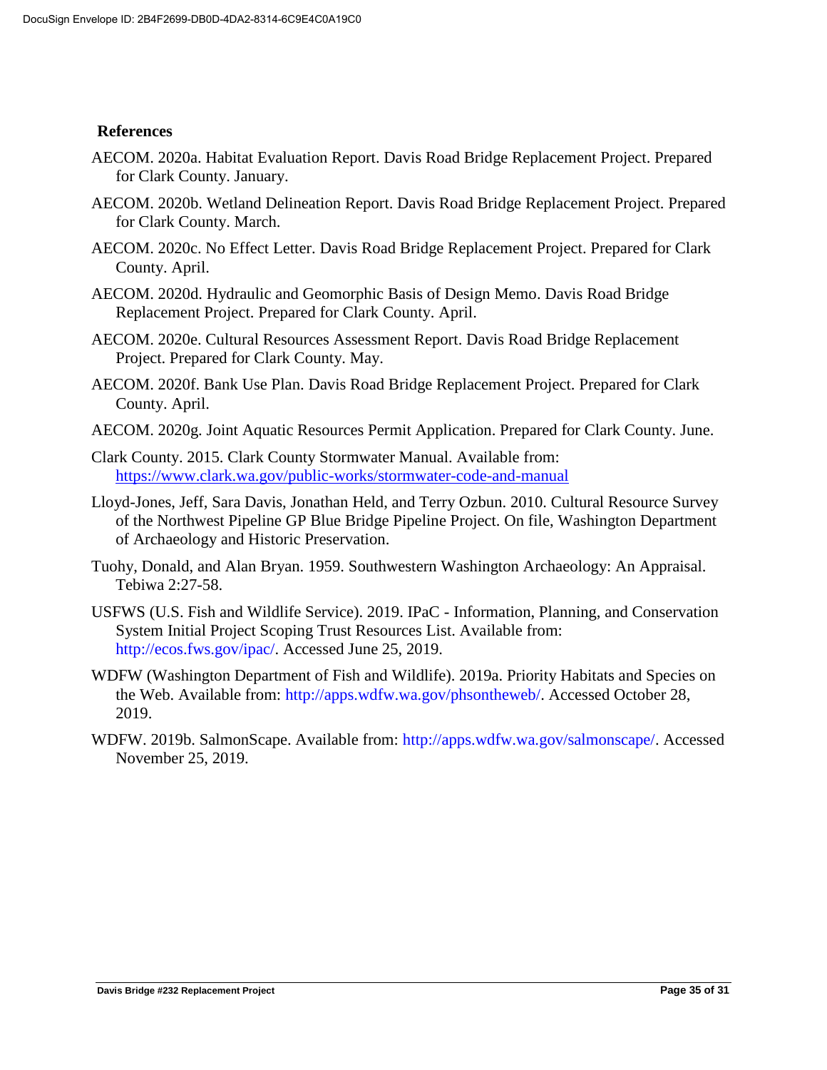## References

AECOM. 2020a. Habitat Evaluation Report. Davis Road Bridge Replacement Project. Prepared for Clark County. January.

AECOM. 2020b. Wetland Delineation Report. Davis Road Bridge Replacement Project. Prepared for Clark County. March.

AECOM. 2020c. No Effect Letter. Davis Road Bridge Replacement Project. Prepared for Clark County. April.

AECOM. 2020d. Hydraulic and Geomorphic Basis of Design Memo. Davis Road Bridge Replacement Project. Prepared for Clark County. April.

AECOM. 2020e. Cultural Resources Assessment Report. Davis Road Bridge Replacement Project. Prepared for Clark County. May.

AECOM. 2020f. Bank Use Plan. Davis Road Bridge Replacement Project. Prepared for Clark County. April.

AECOM. 2020g. Joint Aquatic Resources Permit Application. Prepared for Clark County. June.

Clark County. 2015. Clark County Stormwater Manual. Available from: https://www.clark.wa.gov/public-works/stormwater-code-and-manual

Lloyd-Jones, Jeff, Sara Davis, Jonathan Held, and Terry Ozbun. 2010. Cultural Resource Survey of the Northwest Pipeline GP Blue Bridge Pipeline Project. On file, Washington Department of Archaeology and Historic Preservation.

Tuohy, Donald, and Alan Bryan. 1959. Southwestern Washington Archaeology: An Appraisal. Tebiwa 2:27-58.

USFWS (U.S. Fish and Wildlife Service). 2019. IPaC - Information, Planning, and Conservation System Initial Project Scoping Trust Resources List. Available from: http://ecos.fws.gov/ipac/. Accessed June 25, 2019.

WDFW (Washington Department of Fish and Wildlife). 2019a. Priority Habitats and Species on the Web. Available from: http://apps.wdfw.wa.gov/phsontheweb/. Accessed October 28, 2019.

WDFW. 2019b. SalmonScape. Available from: http://apps.wdfw.wa.gov/salmonscape/. Accessed November 25, 2019.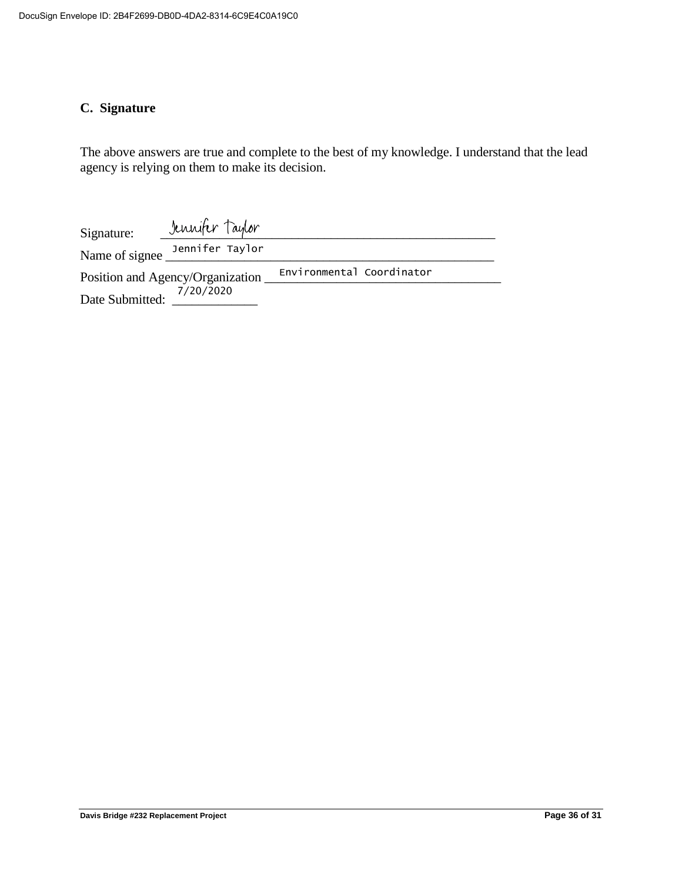## C. Signature

The above answers are true and complete to the best of my knowledge. I understand that the lead agency is relying on them to make its decision.

Signature: Jennifer Taylor

Name of signee Jennifer Taylor

Position and Agency/Organization Environmental Coordinator

Date Submitted: 7/20/2020